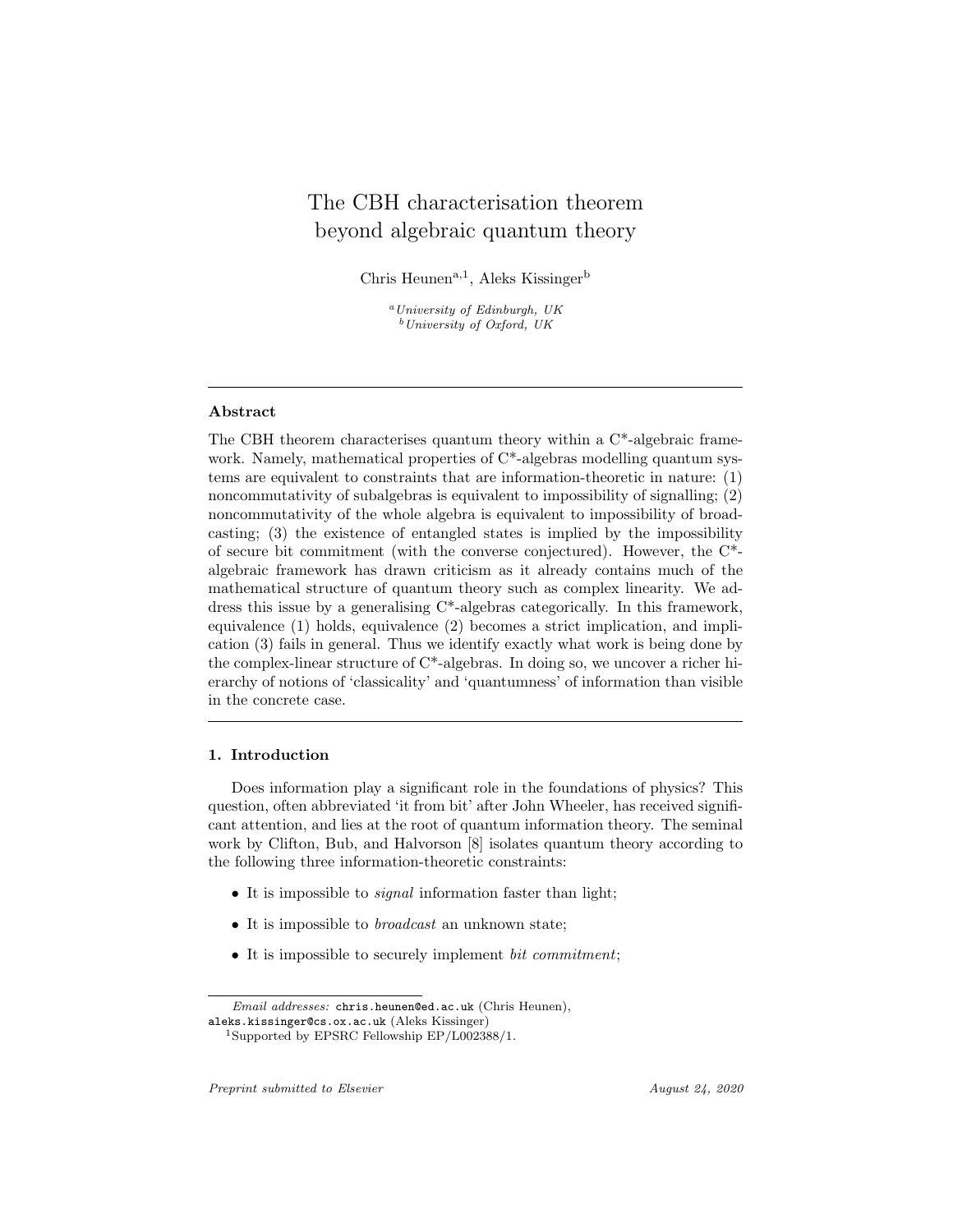# The CBH characterisation theorem beyond algebraic quantum theory

Chris Heunen[a,1], Aleks Kissinger[b]

[a] *University of Edinburgh, UK*
[b] *University of Oxford, UK*

---

## Abstract

The CBH theorem characterises quantum theory within a C*-algebraic framework. Namely, mathematical properties of C*-algebras modelling quantum systems are equivalent to constraints that are information-theoretic in nature: (1) noncommutativity of subalgebras is equivalent to impossibility of signalling; (2) noncommutativity of the whole algebra is equivalent to impossibility of broadcasting; (3) the existence of entangled states is implied by the impossibility of secure bit commitment (with the converse conjectured). However, the C*-algebraic framework has drawn criticism as it already contains much of the mathematical structure of quantum theory such as complex linearity. We address this issue by a generalising C*-algebras categorically. In this framework, equivalence (1) holds, equivalence (2) becomes a strict implication, and implication (3) fails in general. Thus we identify exactly what work is being done by the complex-linear structure of C*-algebras. In doing so, we uncover a richer hierarchy of notions of 'classicality' and 'quantumness' of information than visible in the concrete case.

---

## 1. Introduction

Does information play a significant role in the foundations of physics? This question, often abbreviated 'it from bit' after John Wheeler, has received significant attention, and lies at the root of quantum information theory. The seminal work by Clifton, Bub, and Halvorson [8] isolates quantum theory according to the following three information-theoretic constraints:

- It is impossible to *signal* information faster than light;
- It is impossible to *broadcast* an unknown state;
- It is impossible to securely implement *bit commitment*;

---

*Email addresses:* chris.heunen@ed.ac.uk (Chris Heunen), aleks.kissinger@cs.ox.ac.uk (Aleks Kissinger)

[1] Supported by EPSRC Fellowship EP/L002388/1.

*Preprint submitted to Elsevier* *August 24, 2020*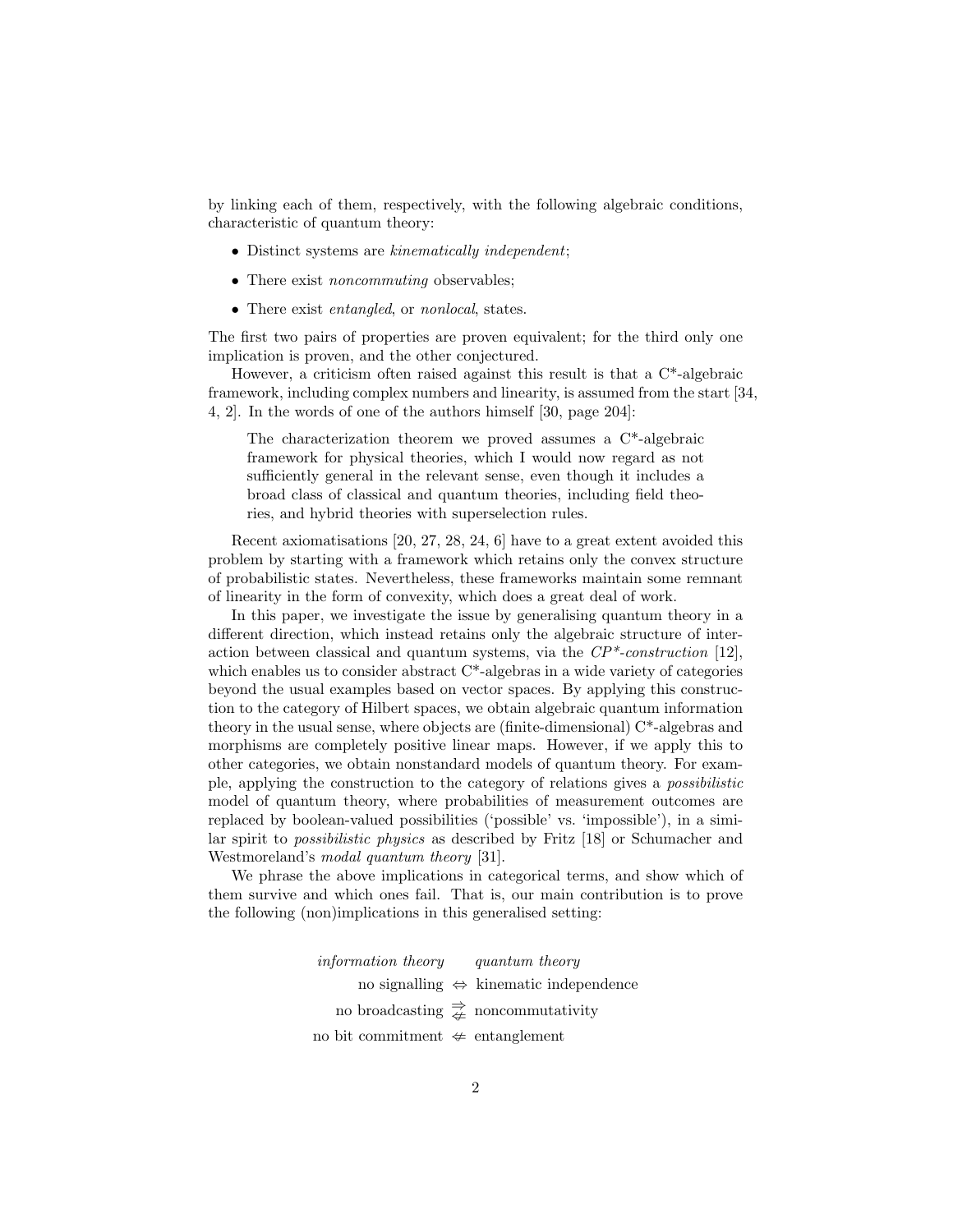by linking each of them, respectively, with the following algebraic conditions, characteristic of quantum theory:

- Distinct systems are *kinematically independent*;
- There exist *noncommuting* observables;
- There exist *entangled*, or *nonlocal*, states.

The first two pairs of properties are proven equivalent; for the third only one implication is proven, and the other conjectured.

However, a criticism often raised against this result is that a C*-algebraic framework, including complex numbers and linearity, is assumed from the start [34, 4, 2]. In the words of one of the authors himself [30, page 204]:

> The characterization theorem we proved assumes a C*-algebraic framework for physical theories, which I would now regard as not sufficiently general in the relevant sense, even though it includes a broad class of classical and quantum theories, including field theories, and hybrid theories with superselection rules.

Recent axiomatisations [20, 27, 28, 24, 6] have to a great extent avoided this problem by starting with a framework which retains only the convex structure of probabilistic states. Nevertheless, these frameworks maintain some remnant of linearity in the form of convexity, which does a great deal of work.

In this paper, we investigate the issue by generalising quantum theory in a different direction, which instead retains only the algebraic structure of interaction between classical and quantum systems, via the *CP\*-construction* [12], which enables us to consider abstract C*-algebras in a wide variety of categories beyond the usual examples based on vector spaces. By applying this construction to the category of Hilbert spaces, we obtain algebraic quantum information theory in the usual sense, where objects are (finite-dimensional) C*-algebras and morphisms are completely positive linear maps. However, if we apply this to other categories, we obtain nonstandard models of quantum theory. For example, applying the construction to the category of relations gives a *possibilistic* model of quantum theory, where probabilities of measurement outcomes are replaced by boolean-valued possibilities ('possible' vs. 'impossible'), in a similar spirit to *possibilistic physics* as described by Fritz [18] or Schumacher and Westmoreland's *modal quantum theory* [31].

We phrase the above implications in categorical terms, and show which of them survive and which ones fail. That is, our main contribution is to prove the following (non)implications in this generalised setting:

| *information theory* | | *quantum theory* |
|---:|:---:|:---|
| no signalling | $\Leftrightarrow$ | kinematic independence |
| no broadcasting | $\underset{\not\Leftarrow}{\Rightarrow}$ | noncommutativity |
| no bit commitment | $\not\Leftarrow$ | entanglement |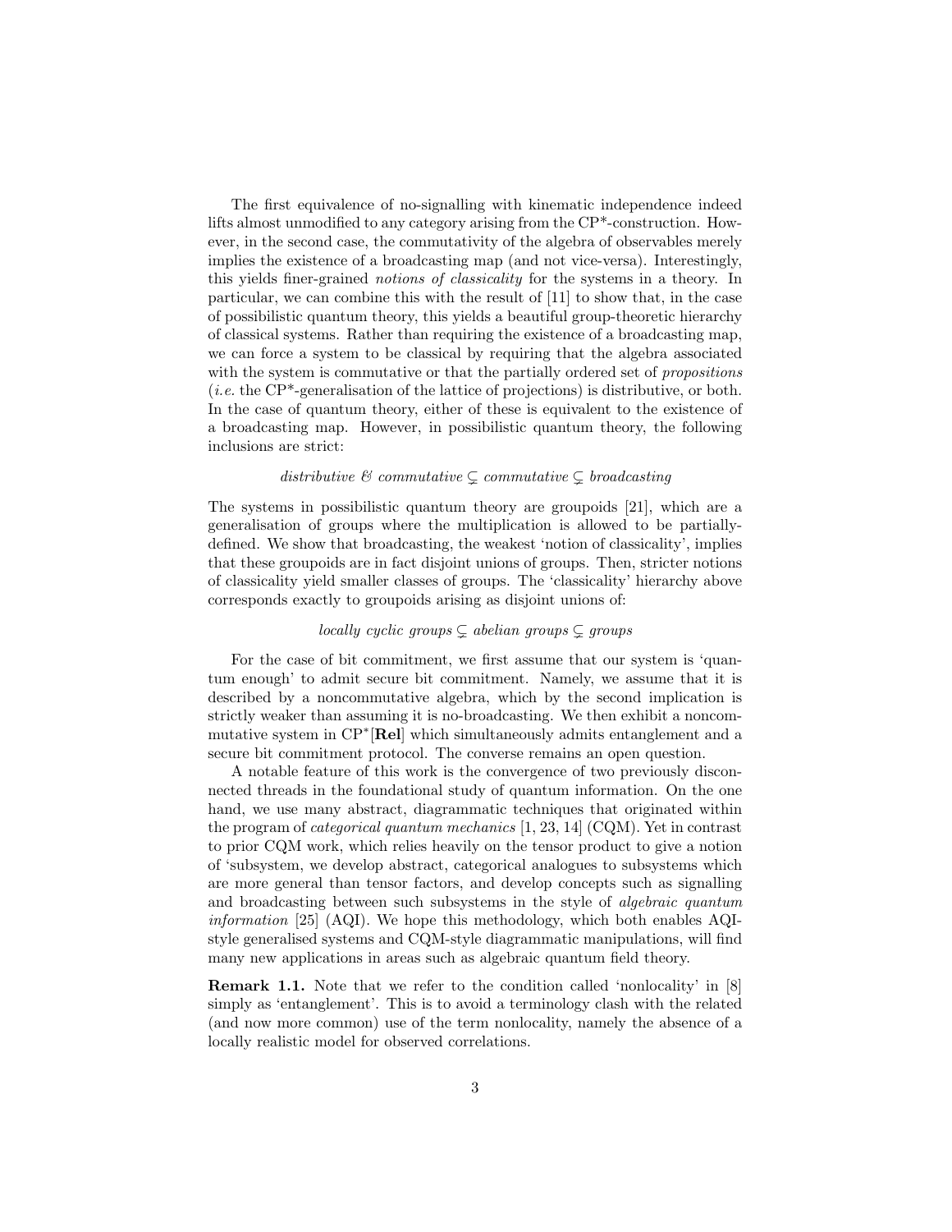The first equivalence of no-signalling with kinematic independence indeed lifts almost unmodified to any category arising from the CP*-construction. However, in the second case, the commutativity of the algebra of observables merely implies the existence of a broadcasting map (and not vice-versa). Interestingly, this yields finer-grained *notions of classicality* for the systems in a theory. In particular, we can combine this with the result of [11] to show that, in the case of possibilistic quantum theory, this yields a beautiful group-theoretic hierarchy of classical systems. Rather than requiring the existence of a broadcasting map, we can force a system to be classical by requiring that the algebra associated with the system is commutative or that the partially ordered set of *propositions* (*i.e.* the CP*-generalisation of the lattice of projections) is distributive, or both. In the case of quantum theory, either of these is equivalent to the existence of a broadcasting map. However, in possibilistic quantum theory, the following inclusions are strict:

$$\textit{distributive \& commutative} \subsetneq \textit{commutative} \subsetneq \textit{broadcasting}$$

The systems in possibilistic quantum theory are groupoids [21], which are a generalisation of groups where the multiplication is allowed to be partially-defined. We show that broadcasting, the weakest 'notion of classicality', implies that these groupoids are in fact disjoint unions of groups. Then, stricter notions of classicality yield smaller classes of groups. The 'classicality' hierarchy above corresponds exactly to groupoids arising as disjoint unions of:

$$\textit{locally cyclic groups} \subsetneq \textit{abelian groups} \subsetneq \textit{groups}$$

For the case of bit commitment, we first assume that our system is 'quantum enough' to admit secure bit commitment. Namely, we assume that it is described by a noncommutative algebra, which by the second implication is strictly weaker than assuming it is no-broadcasting. We then exhibit a noncommutative system in $\mathrm{CP}^*[\mathbf{Rel}]$ which simultaneously admits entanglement and a secure bit commitment protocol. The converse remains an open question.

A notable feature of this work is the convergence of two previously disconnected threads in the foundational study of quantum information. On the one hand, we use many abstract, diagrammatic techniques that originated within the program of *categorical quantum mechanics* [1, 23, 14] (CQM). Yet in contrast to prior CQM work, which relies heavily on the tensor product to give a notion of 'subsystem, we develop abstract, categorical analogues to subsystems which are more general than tensor factors, and develop concepts such as signalling and broadcasting between such subsystems in the style of *algebraic quantum information* [25] (AQI). We hope this methodology, which both enables AQI-style generalised systems and CQM-style diagrammatic manipulations, will find many new applications in areas such as algebraic quantum field theory.

**Remark 1.1.** Note that we refer to the condition called 'nonlocality' in [8] simply as 'entanglement'. This is to avoid a terminology clash with the related (and now more common) use of the term nonlocality, namely the absence of a locally realistic model for observed correlations.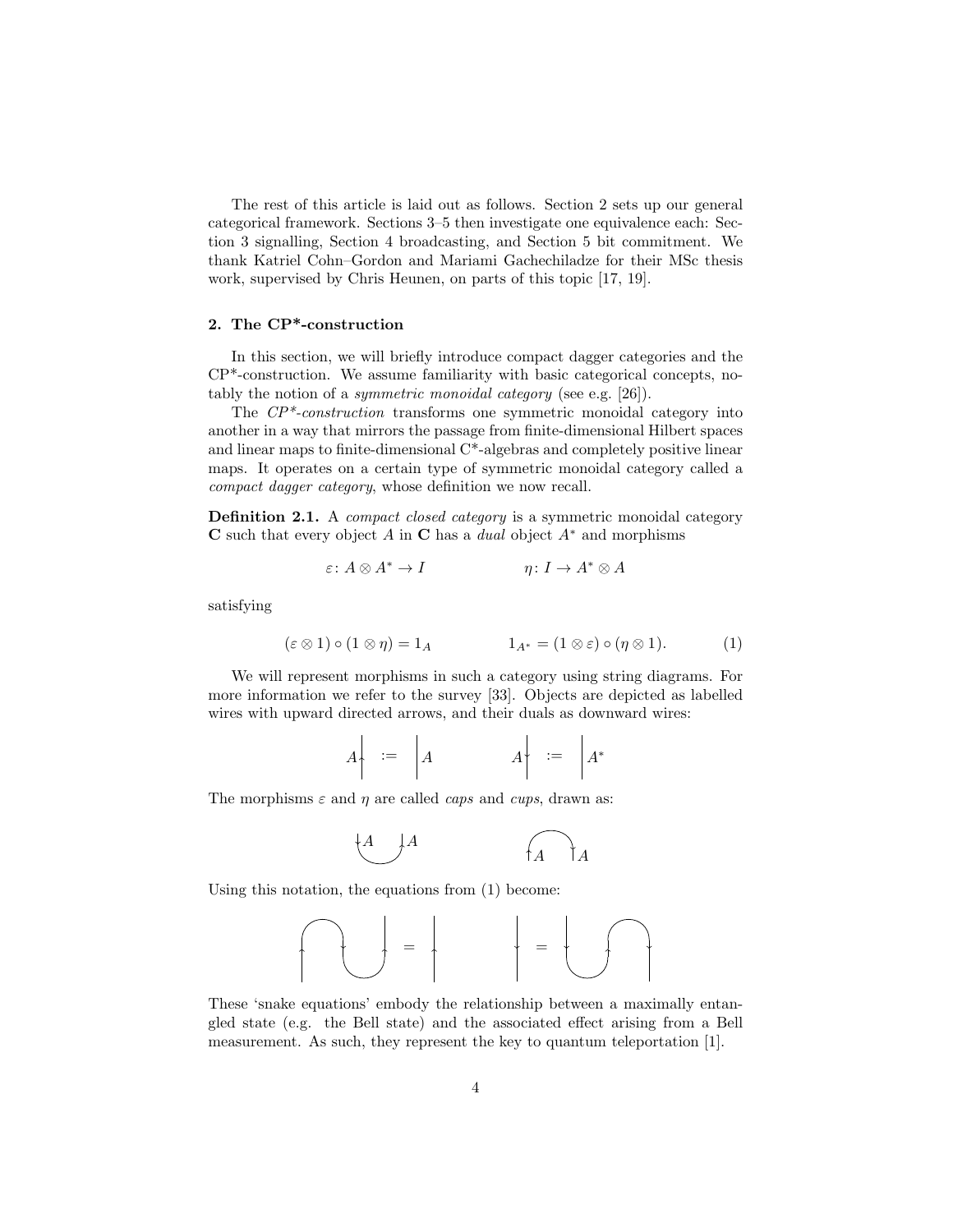The rest of this article is laid out as follows. Section 2 sets up our general categorical framework. Sections 3–5 then investigate one equivalence each: Section 3 signalling, Section 4 broadcasting, and Section 5 bit commitment. We thank Katriel Cohn–Gordon and Mariami Gachechiladze for their MSc thesis work, supervised by Chris Heunen, on parts of this topic [17, 19].

## 2. The CP*-construction

In this section, we will briefly introduce compact dagger categories and the CP*-construction. We assume familiarity with basic categorical concepts, notably the notion of a *symmetric monoidal category* (see e.g. [26]).

The *CP\*-construction* transforms one symmetric monoidal category into another in a way that mirrors the passage from finite-dimensional Hilbert spaces and linear maps to finite-dimensional C\*-algebras and completely positive linear maps. It operates on a certain type of symmetric monoidal category called a *compact dagger category*, whose definition we now recall.

**Definition 2.1.** A *compact closed category* is a symmetric monoidal category $\mathbf{C}$ such that every object $A$ in $\mathbf{C}$ has a *dual* object $A^*$ and morphisms

$$\varepsilon\colon A \otimes A^* \to I \qquad\qquad \eta\colon I \to A^* \otimes A$$

satisfying

$$(\varepsilon \otimes 1) \circ (1 \otimes \eta) = 1_A \qquad\qquad 1_{A^*} = (1 \otimes \varepsilon) \circ (\eta \otimes 1). \tag{1}$$

We will represent morphisms in such a category using string diagrams. For more information we refer to the survey [33]. Objects are depicted as labelled wires with upward directed arrows, and their duals as downward wires:

$$A\!\uparrow \;:=\; \big|\,A \qquad\qquad A\!\downarrow \;:=\; \big|\,A^*$$

The morphisms $\varepsilon$ and $\eta$ are called *caps* and *cups*, drawn as:

Using this notation, the equations from (1) become:

These 'snake equations' embody the relationship between a maximally entangled state (e.g. the Bell state) and the associated effect arising from a Bell measurement. As such, they represent the key to quantum teleportation [1].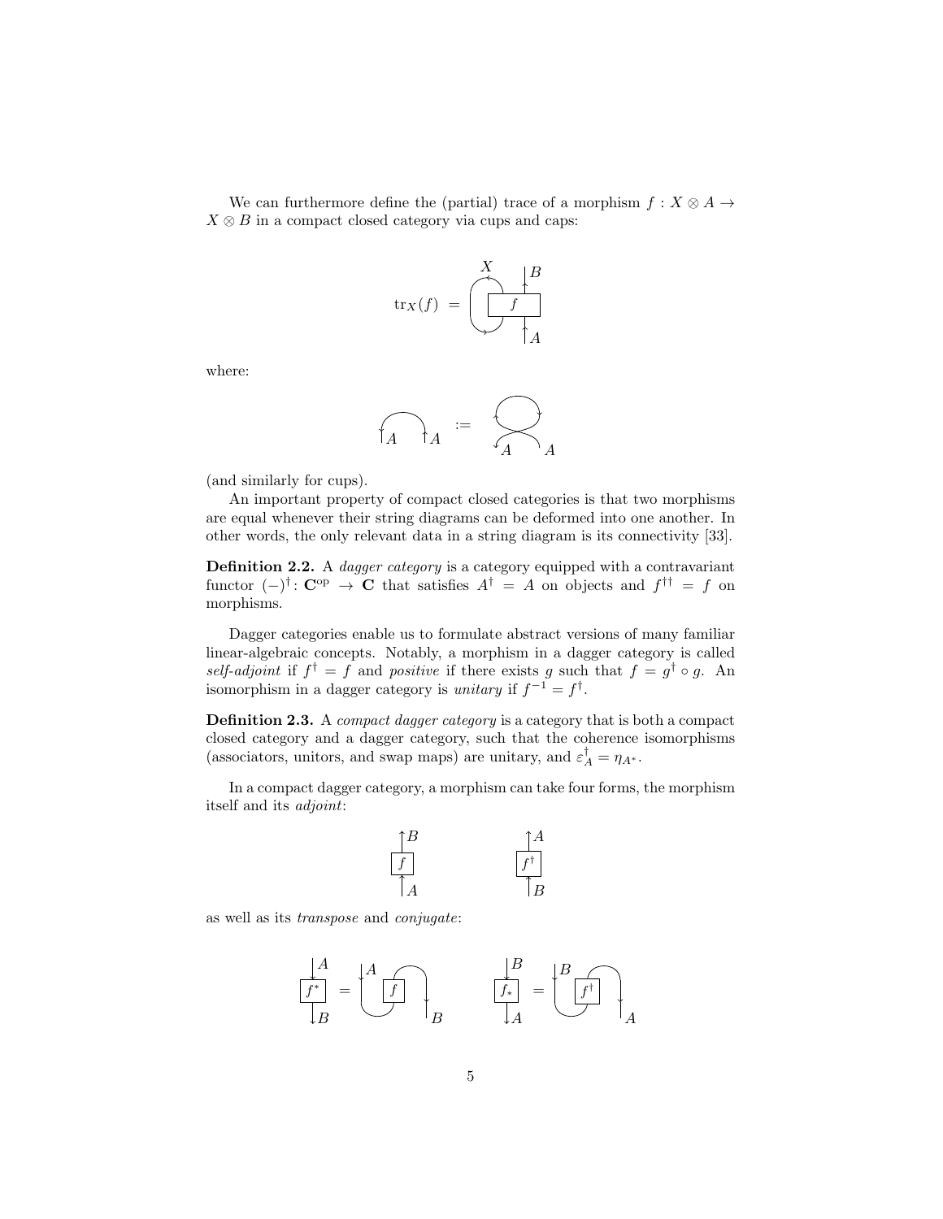We can furthermore define the (partial) trace of a morphism $f : X \otimes A \to X \otimes B$ in a compact closed category via cups and caps:

where:

(and similarly for cups).

An important property of compact closed categories is that two morphisms are equal whenever their string diagrams can be deformed into one another. In other words, the only relevant data in a string diagram is its connectivity [33].

**Definition 2.2.** A *dagger category* is a category equipped with a contravariant functor $(-)^\dagger : \mathbf{C}^{\mathrm{op}} \to \mathbf{C}$ that satisfies $A^\dagger = A$ on objects and $f^{\dagger\dagger} = f$ on morphisms.

Dagger categories enable us to formulate abstract versions of many familiar linear-algebraic concepts. Notably, a morphism in a dagger category is called *self-adjoint* if $f^\dagger = f$ and *positive* if there exists $g$ such that $f = g^\dagger \circ g$. An isomorphism in a dagger category is *unitary* if $f^{-1} = f^\dagger$.

**Definition 2.3.** A *compact dagger category* is a category that is both a compact closed category and a dagger category, such that the coherence isomorphisms (associators, unitors, and swap maps) are unitary, and $\varepsilon_A^\dagger = \eta_{A^*}$.

In a compact dagger category, a morphism can take four forms, the morphism itself and its *adjoint*:

as well as its *transpose* and *conjugate*: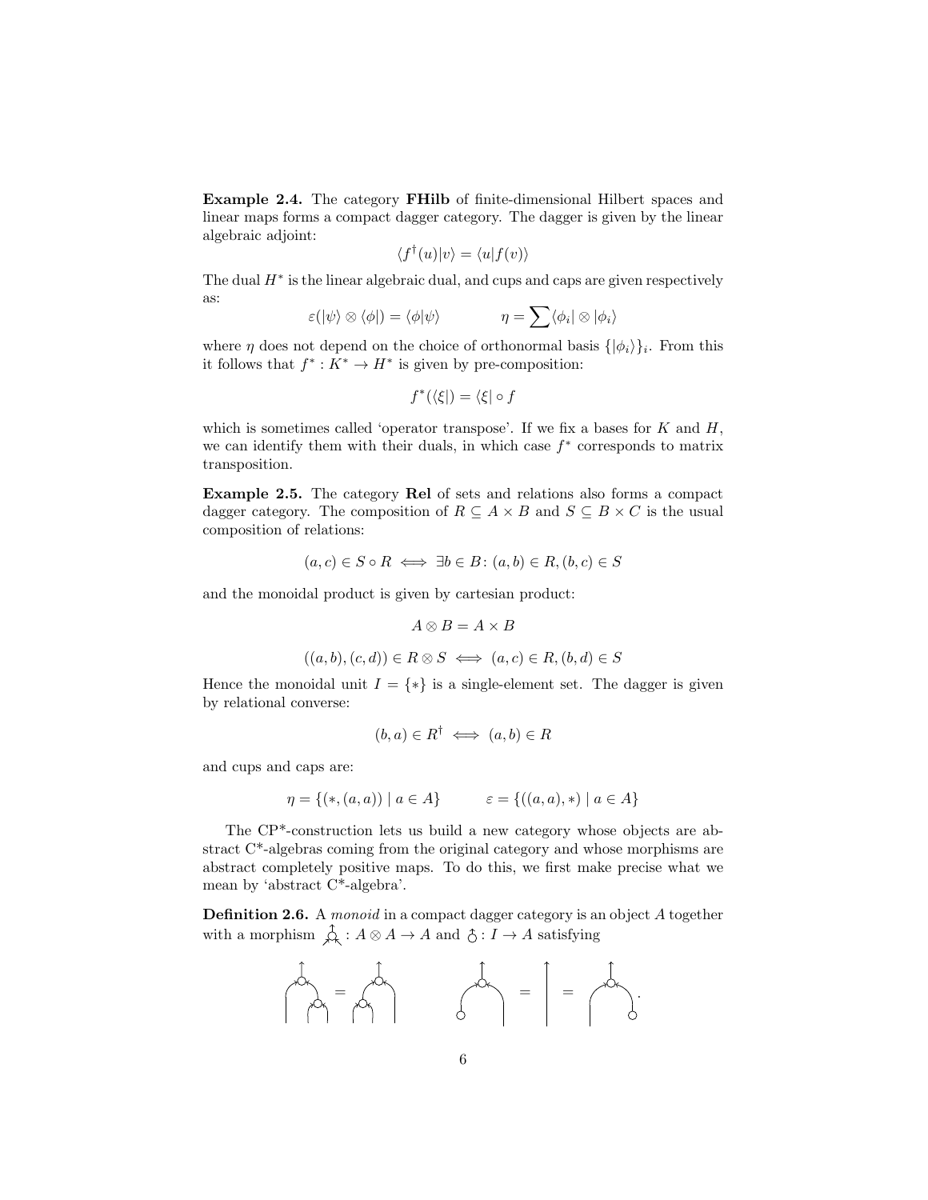**Example 2.4.** The category **FHilb** of finite-dimensional Hilbert spaces and linear maps forms a compact dagger category. The dagger is given by the linear algebraic adjoint:

$$\langle f^\dagger(u)|v\rangle = \langle u|f(v)\rangle$$

The dual $H^*$ is the linear algebraic dual, and cups and caps are given respectively as:

$$\varepsilon(|\psi\rangle \otimes \langle\phi|) = \langle\phi|\psi\rangle \qquad\qquad \eta = \sum \langle\phi_i| \otimes |\phi_i\rangle$$

where $\eta$ does not depend on the choice of orthonormal basis $\{|\phi_i\rangle\}_i$. From this it follows that $f^* : K^* \to H^*$ is given by pre-composition:

$$f^*(\langle\xi|) = \langle\xi| \circ f$$

which is sometimes called 'operator transpose'. If we fix a bases for $K$ and $H$, we can identify them with their duals, in which case $f^*$ corresponds to matrix transposition.

**Example 2.5.** The category **Rel** of sets and relations also forms a compact dagger category. The composition of $R \subseteq A \times B$ and $S \subseteq B \times C$ is the usual composition of relations:

$$(a, c) \in S \circ R \iff \exists b \in B\colon (a, b) \in R, (b, c) \in S$$

and the monoidal product is given by cartesian product:

$$A \otimes B = A \times B$$

$$((a, b), (c, d)) \in R \otimes S \iff (a, c) \in R, (b, d) \in S$$

Hence the monoidal unit $I = \{*\}$ is a single-element set. The dagger is given by relational converse:

$$(b, a) \in R^\dagger \iff (a, b) \in R$$

and cups and caps are:

$$\eta = \{(*, (a, a)) \mid a \in A\} \qquad\qquad \varepsilon = \{((a, a), *) \mid a \in A\}$$

The CP*-construction lets us build a new category whose objects are abstract C*-algebras coming from the original category and whose morphisms are abstract completely positive maps. To do this, we first make precise what we mean by 'abstract C*-algebra'.

**Definition 2.6.** A *monoid* in a compact dagger category is an object $A$ together with a morphism [multiplication diagram] $: A \otimes A \to A$ and [unit diagram] $: I \to A$ satisfying

[diagrams: associativity and unit laws]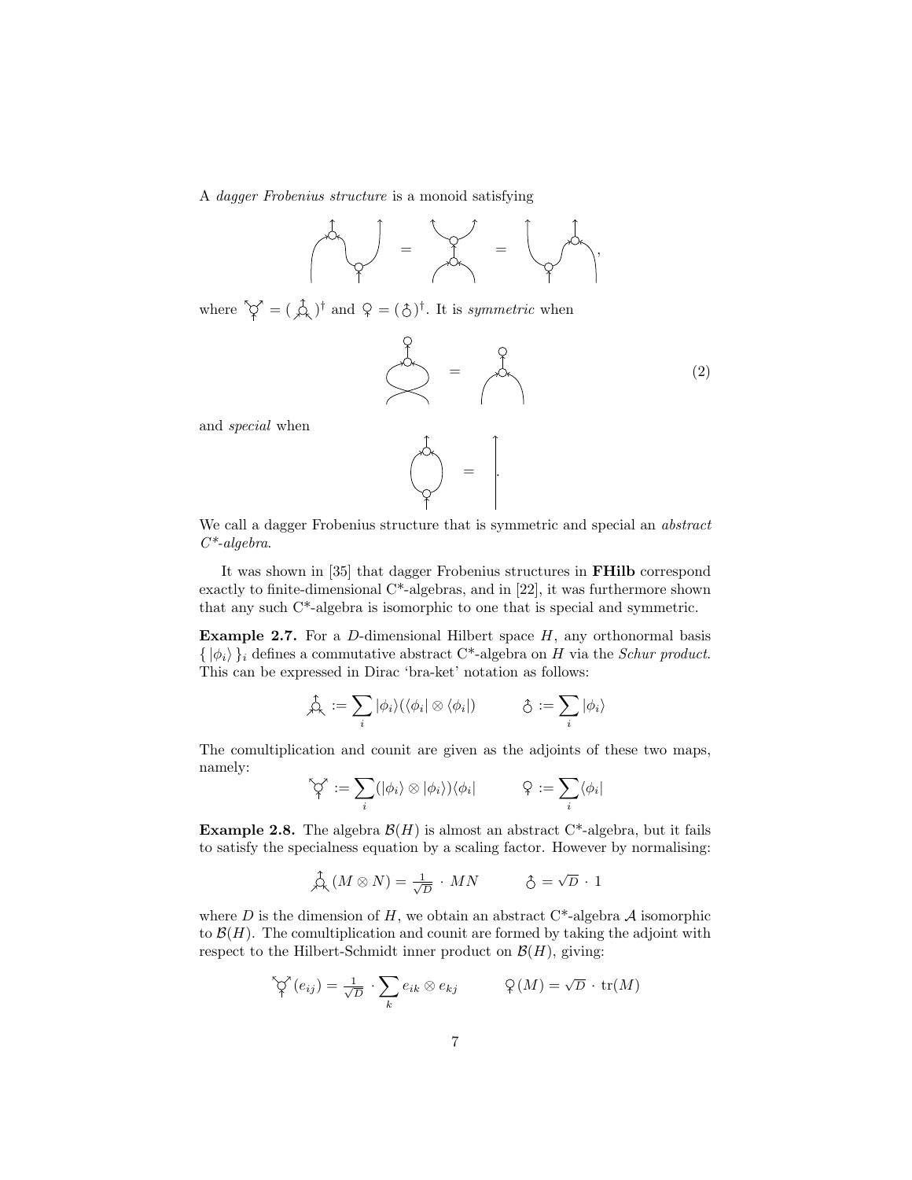A *dagger Frobenius structure* is a monoid satisfying

$$\text{[diagram]} = \text{[diagram]} = \text{[diagram]},$$

where $\text{[comultiplication]} = (\text{[multiplication]})^\dagger$ and $\text{[counit]} = (\text{[unit]})^\dagger$. It is *symmetric* when

$$\text{[diagram]} = \text{[diagram]} \tag{2}$$

and *special* when

$$\text{[diagram]} = \text{[identity]}.$$

We call a dagger Frobenius structure that is symmetric and special an *abstract C\*-algebra*.

It was shown in [35] that dagger Frobenius structures in **FHilb** correspond exactly to finite-dimensional C\*-algebras, and in [22], it was furthermore shown that any such C\*-algebra is isomorphic to one that is special and symmetric.

**Example 2.7.** For a $D$-dimensional Hilbert space $H$, any orthonormal basis $\{ |\phi_i\rangle \}_i$ defines a commutative abstract C\*-algebra on $H$ via the *Schur product*. This can be expressed in Dirac 'bra-ket' notation as follows:

$$\text{[multiplication]} := \sum_i |\phi_i\rangle(\langle\phi_i| \otimes \langle\phi_i|) \qquad \text{[unit]} := \sum_i |\phi_i\rangle$$

The comultiplication and counit are given as the adjoints of these two maps, namely:

$$\text{[comultiplication]} := \sum_i (|\phi_i\rangle \otimes |\phi_i\rangle)\langle\phi_i| \qquad \text{[counit]} := \sum_i \langle\phi_i|$$

**Example 2.8.** The algebra $\mathcal{B}(H)$ is almost an abstract C\*-algebra, but it fails to satisfy the specialness equation by a scaling factor. However by normalising:

$$\text{[multiplication]}(M \otimes N) = \tfrac{1}{\sqrt{D}} \cdot MN \qquad \text{[unit]} = \sqrt{D} \cdot 1$$

where $D$ is the dimension of $H$, we obtain an abstract C\*-algebra $\mathcal{A}$ isomorphic to $\mathcal{B}(H)$. The comultiplication and counit are formed by taking the adjoint with respect to the Hilbert-Schmidt inner product on $\mathcal{B}(H)$, giving:

$$\text{[comultiplication]}(e_{ij}) = \tfrac{1}{\sqrt{D}} \cdot \sum_k e_{ik} \otimes e_{kj} \qquad \text{[counit]}(M) = \sqrt{D} \cdot \operatorname{tr}(M)$$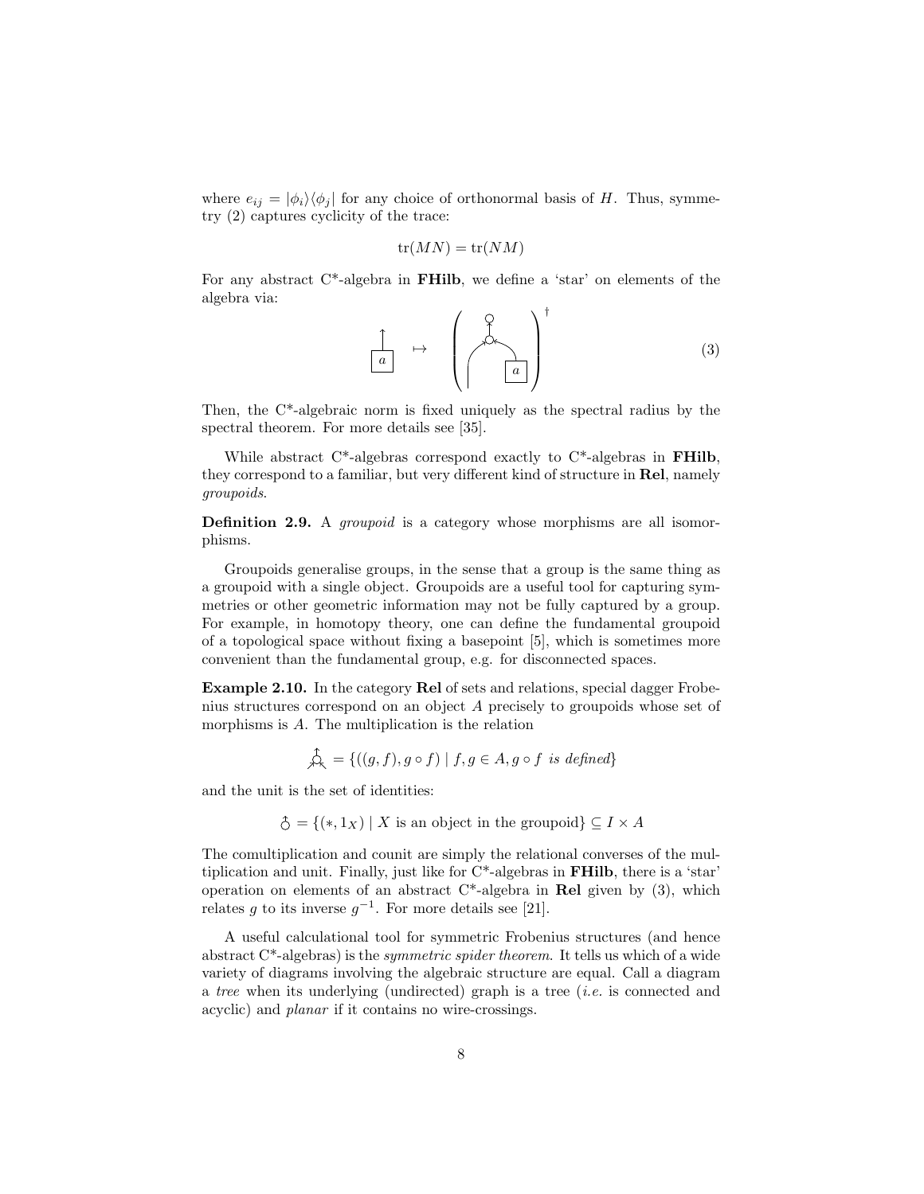where $e_{ij} = |\phi_i\rangle\langle\phi_j|$ for any choice of orthonormal basis of $H$. Thus, symmetry (2) captures cyclicity of the trace:

$$\mathrm{tr}(MN) = \mathrm{tr}(NM)$$

For any abstract C\*-algebra in **FHilb**, we define a 'star' on elements of the algebra via:

$$(3)$$

Then, the C\*-algebraic norm is fixed uniquely as the spectral radius by the spectral theorem. For more details see [35].

While abstract C\*-algebras correspond exactly to C\*-algebras in **FHilb**, they correspond to a familiar, but very different kind of structure in **Rel**, namely *groupoids*.

**Definition 2.9.** A *groupoid* is a category whose morphisms are all isomorphisms.

Groupoids generalise groups, in the sense that a group is the same thing as a groupoid with a single object. Groupoids are a useful tool for capturing symmetries or other geometric information may not be fully captured by a group. For example, in homotopy theory, one can define the fundamental groupoid of a topological space without fixing a basepoint [5], which is sometimes more convenient than the fundamental group, e.g. for disconnected spaces.

**Example 2.10.** In the category **Rel** of sets and relations, special dagger Frobenius structures correspond on an object $A$ precisely to groupoids whose set of morphisms is $A$. The multiplication is the relation

$$= \{((g, f), g \circ f) \mid f, g \in A, g \circ f \text{ is defined}\}$$

and the unit is the set of identities:

$$= \{(*, 1_X) \mid X \text{ is an object in the groupoid}\} \subseteq I \times A$$

The comultiplication and counit are simply the relational converses of the multiplication and unit. Finally, just like for C\*-algebras in **FHilb**, there is a 'star' operation on elements of an abstract C\*-algebra in **Rel** given by (3), which relates $g$ to its inverse $g^{-1}$. For more details see [21].

A useful calculational tool for symmetric Frobenius structures (and hence abstract C\*-algebras) is the *symmetric spider theorem*. It tells us which of a wide variety of diagrams involving the algebraic structure are equal. Call a diagram a *tree* when its underlying (undirected) graph is a tree (*i.e.* is connected and acyclic) and *planar* if it contains no wire-crossings.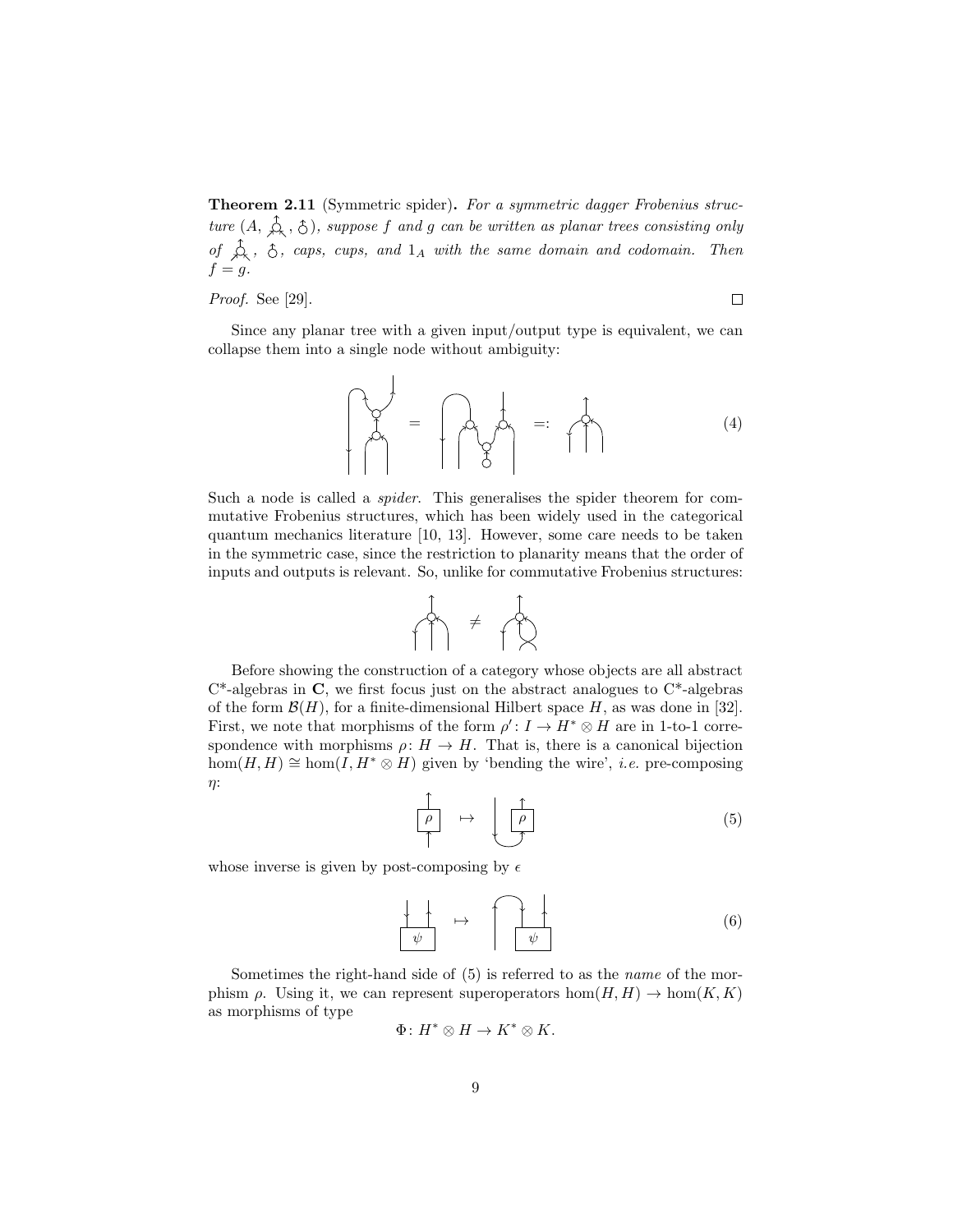**Theorem 2.11** (Symmetric spider)**.** *For a symmetric dagger Frobenius structure (A, multiplication, unit), suppose f and g can be written as planar trees consisting only of multiplication, unit, caps, cups, and* $1_A$ *with the same domain and codomain. Then* $f = g$.

*Proof.* See [29]. ∎

Since any planar tree with a given input/output type is equivalent, we can collapse them into a single node without ambiguity:

$$(4)$$

Such a node is called a *spider*. This generalises the spider theorem for commutative Frobenius structures, which has been widely used in the categorical quantum mechanics literature [10, 13]. However, some care needs to be taken in the symmetric case, since the restriction to planarity means that the order of inputs and outputs is relevant. So, unlike for commutative Frobenius structures:

$$\neq$$

Before showing the construction of a category whose objects are all abstract C*-algebras in **C**, we first focus just on the abstract analogues to C*-algebras of the form $\mathcal{B}(H)$, for a finite-dimensional Hilbert space $H$, as was done in [32]. First, we note that morphisms of the form $\rho' \colon I \to H^* \otimes H$ are in 1-to-1 correspondence with morphisms $\rho \colon H \to H$. That is, there is a canonical bijection $\hom(H, H) \cong \hom(I, H^* \otimes H)$ given by 'bending the wire', *i.e.* pre-composing $\eta$:

$$\rho \mapsto \rho' \qquad (5)$$

whose inverse is given by post-composing by $\epsilon$

$$\psi \mapsto \psi' \qquad (6)$$

Sometimes the right-hand side of (5) is referred to as the *name* of the morphism $\rho$. Using it, we can represent superoperators $\hom(H, H) \to \hom(K, K)$ as morphisms of type

$$\Phi \colon H^* \otimes H \to K^* \otimes K.$$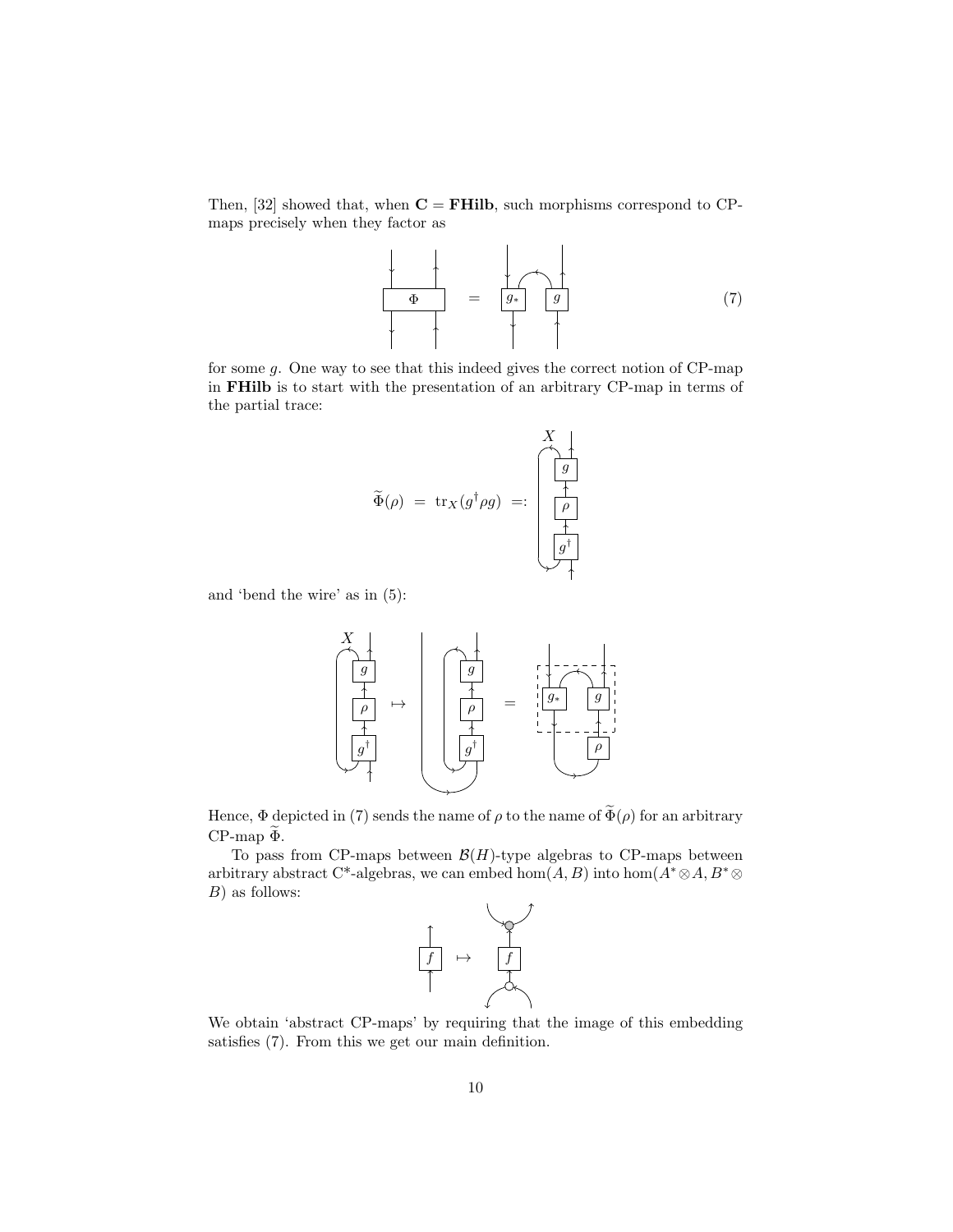Then, [32] showed that, when $\mathbf{C} = \mathbf{FHilb}$, such morphisms correspond to CP-maps precisely when they factor as

$$\Phi \quad = \quad g_* \quad g \tag{7}$$

for some $g$. One way to see that this indeed gives the correct notion of CP-map in **FHilb** is to start with the presentation of an arbitrary CP-map in terms of the partial trace:

$$\widetilde{\Phi}(\rho) \;=\; \mathrm{tr}_X(g^\dagger \rho g) \;=:$$

and 'bend the wire' as in (5):

Hence, $\Phi$ depicted in (7) sends the name of $\rho$ to the name of $\widetilde{\Phi}(\rho)$ for an arbitrary CP-map $\widetilde{\Phi}$.

To pass from CP-maps between $\mathcal{B}(H)$-type algebras to CP-maps between arbitrary abstract C*-algebras, we can embed $\hom(A, B)$ into $\hom(A^* \otimes A, B^* \otimes B)$ as follows:

We obtain 'abstract CP-maps' by requiring that the image of this embedding satisfies (7). From this we get our main definition.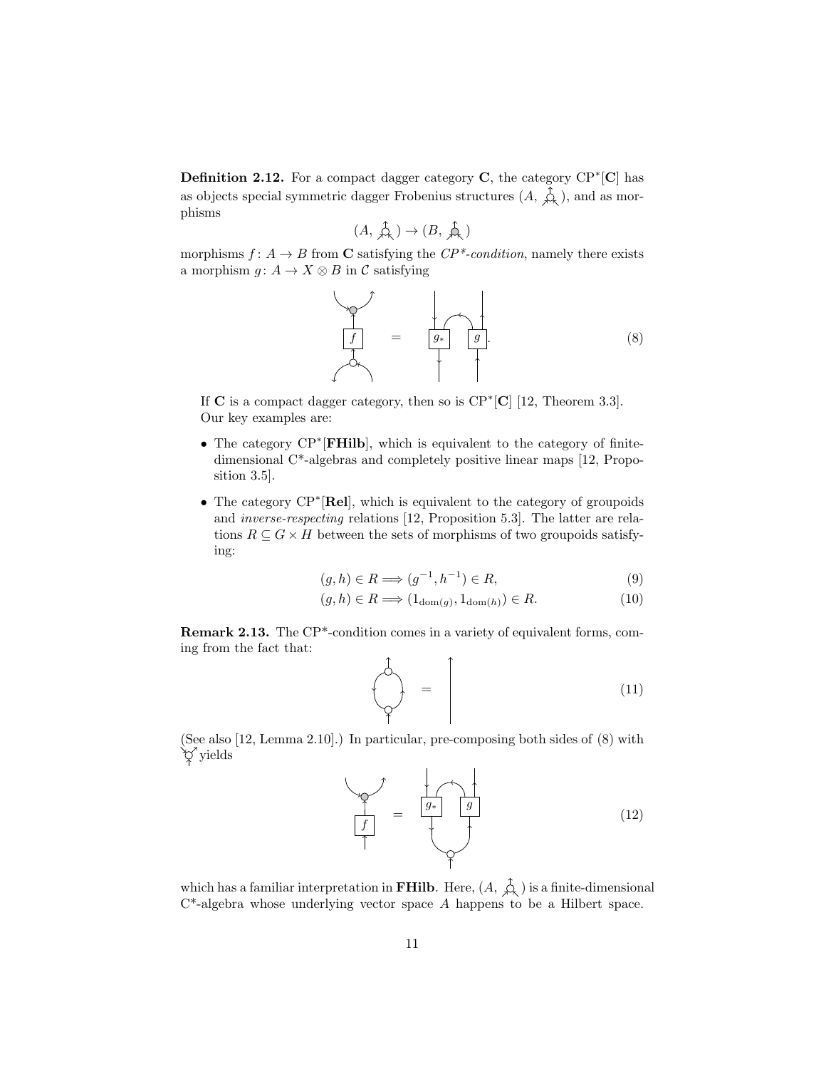**Definition 2.12.** For a compact dagger category $\mathbf{C}$, the category $\mathrm{CP}^*[\mathbf{C}]$ has as objects special symmetric dagger Frobenius structures $(A, \cdot)$, and as morphisms

$$(A, \cdot) \to (B, \cdot)$$

morphisms $f\colon A \to B$ from $\mathbf{C}$ satisfying the *CP\*-condition*, namely there exists a morphism $g\colon A \to X \otimes B$ in $\mathcal{C}$ satisfying

$$\text{(diagram)} \tag{8}$$

If $\mathbf{C}$ is a compact dagger category, then so is $\mathrm{CP}^*[\mathbf{C}]$ [12, Theorem 3.3]. Our key examples are:

- The category $\mathrm{CP}^*[\mathbf{FHilb}]$, which is equivalent to the category of finite-dimensional C\*-algebras and completely positive linear maps [12, Proposition 3.5].
- The category $\mathrm{CP}^*[\mathbf{Rel}]$, which is equivalent to the category of groupoids and *inverse-respecting* relations [12, Proposition 5.3]. The latter are relations $R \subseteq G \times H$ between the sets of morphisms of two groupoids satisfying:

$$(g, h) \in R \Longrightarrow (g^{-1}, h^{-1}) \in R, \tag{9}$$

$$(g, h) \in R \Longrightarrow (1_{\mathrm{dom}(g)}, 1_{\mathrm{dom}(h)}) \in R. \tag{10}$$

**Remark 2.13.** The CP\*-condition comes in a variety of equivalent forms, coming from the fact that:

$$\text{(diagram)} \tag{11}$$

(See also [12, Lemma 2.10].) In particular, pre-composing both sides of (8) with (diagram) yields

$$\text{(diagram)} \tag{12}$$

which has a familiar interpretation in $\mathbf{FHilb}$. Here, $(A, \cdot)$ is a finite-dimensional C\*-algebra whose underlying vector space $A$ happens to be a Hilbert space.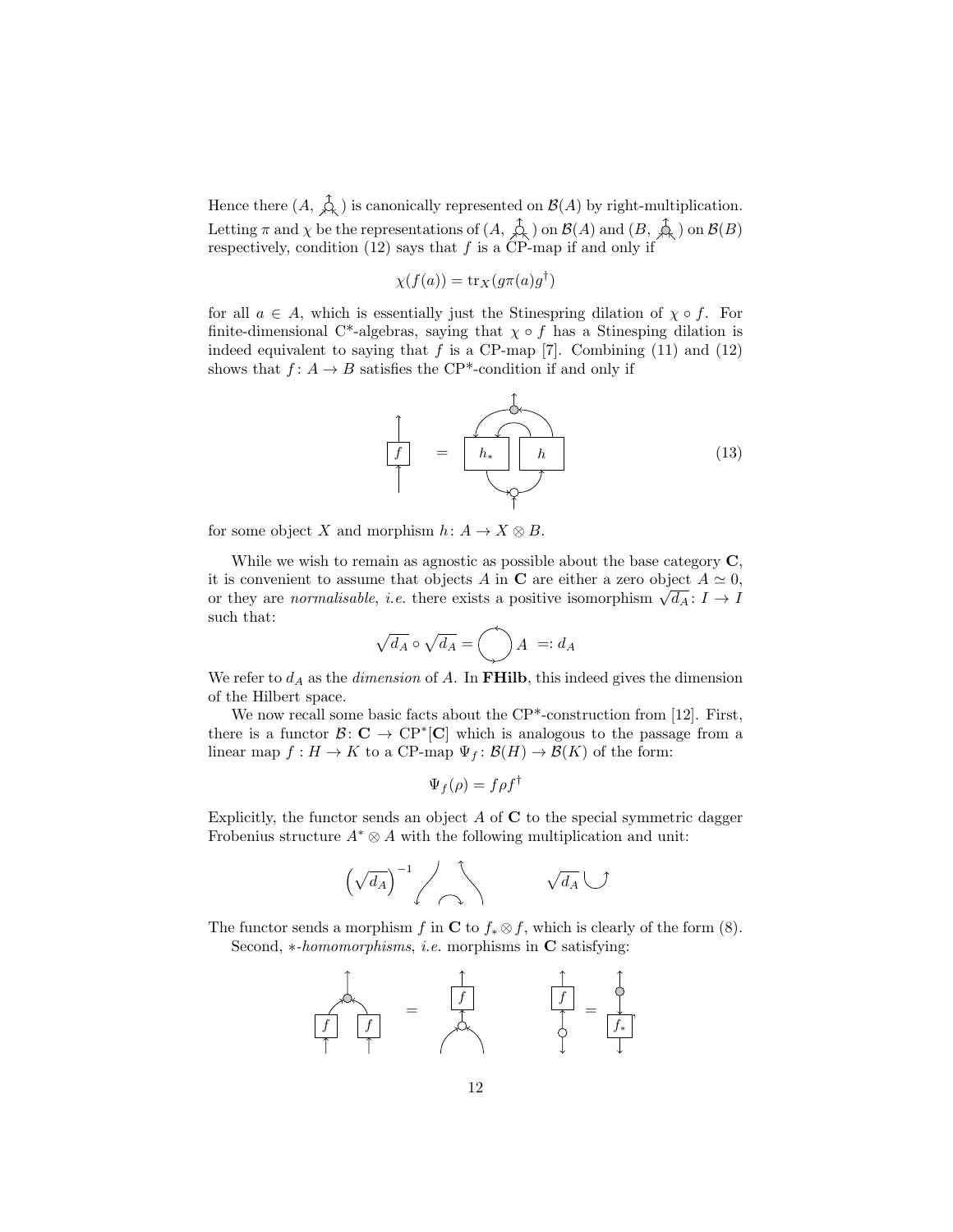Hence there $(A, \text{multiplication})$ is canonically represented on $\mathcal{B}(A)$ by right-multiplication. Letting $\pi$ and $\chi$ be the representations of $(A, \text{multiplication})$ on $\mathcal{B}(A)$ and $(B, \text{multiplication})$ on $\mathcal{B}(B)$ respectively, condition (12) says that $f$ is a CP-map if and only if

$$\chi(f(a)) = \mathrm{tr}_X(g\pi(a)g^\dagger)$$

for all $a \in A$, which is essentially just the Stinespring dilation of $\chi \circ f$. For finite-dimensional C*-algebras, saying that $\chi \circ f$ has a Stinesping dilation is indeed equivalent to saying that $f$ is a CP-map [7]. Combining (11) and (12) shows that $f \colon A \to B$ satisfies the CP*-condition if and only if

$$f = [\text{diagram: } h_* \text{ and } h \text{ connected}] \tag{13}$$

for some object $X$ and morphism $h \colon A \to X \otimes B$.

While we wish to remain as agnostic as possible about the base category $\mathbf{C}$, it is convenient to assume that objects $A$ in $\mathbf{C}$ are either a zero object $A \simeq 0$, or they are *normalisable*, *i.e.* there exists a positive isomorphism $\sqrt{d_A} \colon I \to I$ such that:

$$\sqrt{d_A} \circ \sqrt{d_A} = \bigcirc A =: d_A$$

We refer to $d_A$ as the *dimension* of $A$. In **FHilb**, this indeed gives the dimension of the Hilbert space.

We now recall some basic facts about the CP*-construction from [12]. First, there is a functor $\mathcal{B} \colon \mathbf{C} \to \mathrm{CP}^*[\mathbf{C}]$ which is analogous to the passage from a linear map $f : H \to K$ to a CP-map $\Psi_f \colon \mathcal{B}(H) \to \mathcal{B}(K)$ of the form:

$$\Psi_f(\rho) = f\rho f^\dagger$$

Explicitly, the functor sends an object $A$ of $\mathbf{C}$ to the special symmetric dagger Frobenius structure $A^* \otimes A$ with the following multiplication and unit:

$$\left(\sqrt{d_A}\right)^{-1} [\text{diagram}] \qquad \sqrt{d_A} [\text{diagram}]$$

The functor sends a morphism $f$ in $\mathbf{C}$ to $f_* \otimes f$, which is clearly of the form (8).

Second, $*$-*homomorphisms*, *i.e.* morphisms in $\mathbf{C}$ satisfying:

$$[\text{diagram: } f, f \text{ then multiplication}] = [\text{diagram: multiplication then } f] \qquad [\text{diagram: } f \text{ with unit}] = [\text{diagram: } f_* \text{ with counit}],$$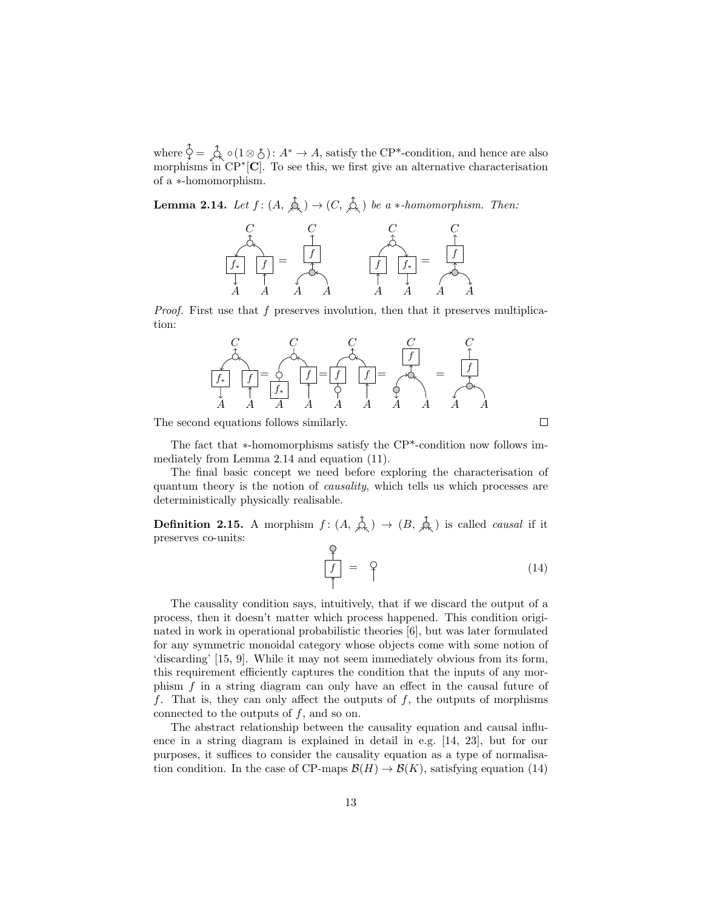where $\text{(involution)} = \text{(multiplication)} \circ (1 \otimes \text{(cap)})\colon A^* \to A$, satisfy the CP*-condition, and hence are also morphisms in $\mathrm{CP}^*[\mathbf{C}]$. To see this, we first give an alternative characterisation of a $*$-homomorphism.

**Lemma 2.14.** *Let $f\colon (A, \text{(multiplication)}) \to (C, \text{(multiplication)})$ be a $*$-homomorphism. Then:*

The proof first uses that $f$ preserves involution, then that it preserves multiplication. The string diagrams showing this chain of equalities are not reproduced here.

The second equations follows similarly. $\square$

The fact that $*$-homomorphisms satisfy the CP*-condition now follows immediately from Lemma 2.14 and equation (11).

The final basic concept we need before exploring the characterisation of quantum theory is the notion of *causality*, which tells us which processes are deterministically physically realisable.

**Definition 2.15.** A morphism $f\colon (A, \text{(multiplication)}) \to (B, \text{(multiplication)})$ is called *causal* if it preserves co-units:

$$\text{(co-unit)} \circ f = \text{(co-unit)} \tag{14}$$

The causality condition says, intuitively, that if we discard the output of a process, then it doesn't matter which process happened. This condition originated in work in operational probabilistic theories [6], but was later formulated for any symmetric monoidal category whose objects come with some notion of 'discarding' [15, 9]. While it may not seem immediately obvious from its form, this requirement efficiently captures the condition that the inputs of any morphism $f$ in a string diagram can only have an effect in the causal future of $f$. That is, they can only affect the outputs of $f$, the outputs of morphisms connected to the outputs of $f$, and so on.

The abstract relationship between the causality equation and causal influence in a string diagram is explained in detail in e.g. [14, 23], but for our purposes, it suffices to consider the causality equation as a type of normalisation condition. In the case of CP-maps $\mathcal{B}(H) \to \mathcal{B}(K)$, satisfying equation (14)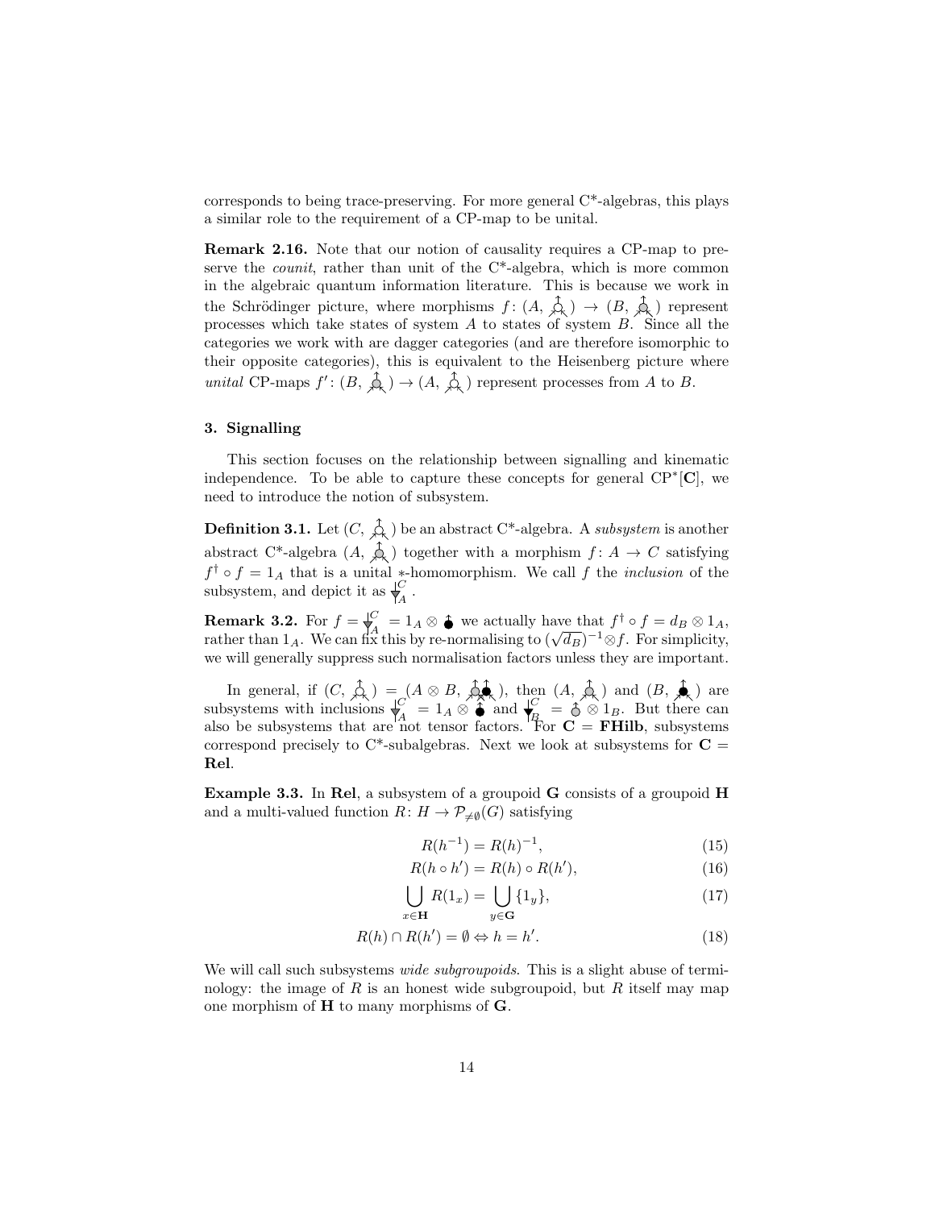corresponds to being trace-preserving. For more general C*-algebras, this plays a similar role to the requirement of a CP-map to be unital.

**Remark 2.16.** Note that our notion of causality requires a CP-map to preserve the *counit*, rather than unit of the C*-algebra, which is more common in the algebraic quantum information literature. This is because we work in the Schrödinger picture, where morphisms $f\colon (A, \text{⅄}) \to (B, \text{⅄})$ represent processes which take states of system $A$ to states of system $B$. Since all the categories we work with are dagger categories (and are therefore isomorphic to their opposite categories), this is equivalent to the Heisenberg picture where *unital* CP-maps $f'\colon (B, \text{⅄}) \to (A, \text{⅄})$ represent processes from $A$ to $B$.

## 3. Signalling

This section focuses on the relationship between signalling and kinematic independence. To be able to capture these concepts for general CP*[**C**], we need to introduce the notion of subsystem.

**Definition 3.1.** Let $(C, \text{⅄})$ be an abstract C*-algebra. A *subsystem* is another abstract C*-algebra $(A, \text{⅄})$ together with a morphism $f\colon A \to C$ satisfying $f^\dagger \circ f = 1_A$ that is a unital $*$-homomorphism. We call $f$ the *inclusion* of the subsystem, and depict it as $\blacktriangledown^{C}_{A}$.

**Remark 3.2.** For $f = \blacktriangledown^{C}_{A} = 1_A \otimes \text{⚫}$ we actually have that $f^\dagger \circ f = d_B \otimes 1_A$, rather than $1_A$. We can fix this by re-normalising to $(\sqrt{d_B})^{-1} \otimes f$. For simplicity, we will generally suppress such normalisation factors unless they are important.

In general, if $(C, \text{⅄}) = (A \otimes B, \text{⅄⅄})$, then $(A, \text{⅄})$ and $(B, \text{⅄})$ are subsystems with inclusions $\blacktriangledown^{C}_{A} = 1_A \otimes \text{⚫}$ and $\blacktriangledown^{C}_{B} = \text{⚪} \otimes 1_B$. But there can also be subsystems that are not tensor factors. For $\mathbf{C} = \mathbf{FHilb}$, subsystems correspond precisely to C*-subalgebras. Next we look at subsystems for $\mathbf{C} = \mathbf{Rel}$.

**Example 3.3.** In **Rel**, a subsystem of a groupoid **G** consists of a groupoid **H** and a multi-valued function $R\colon H \to \mathcal{P}_{\neq\emptyset}(G)$ satisfying

$$R(h^{-1}) = R(h)^{-1}, \tag{15}$$

$$R(h \circ h') = R(h) \circ R(h'), \tag{16}$$

$$\bigcup_{x \in \mathbf{H}} R(1_x) = \bigcup_{y \in \mathbf{G}} \{1_y\}, \tag{17}$$

$$R(h) \cap R(h') = \emptyset \Leftrightarrow h = h'. \tag{18}$$

We will call such subsystems *wide subgroupoids*. This is a slight abuse of terminology: the image of $R$ is an honest wide subgroupoid, but $R$ itself may map one morphism of **H** to many morphisms of **G**.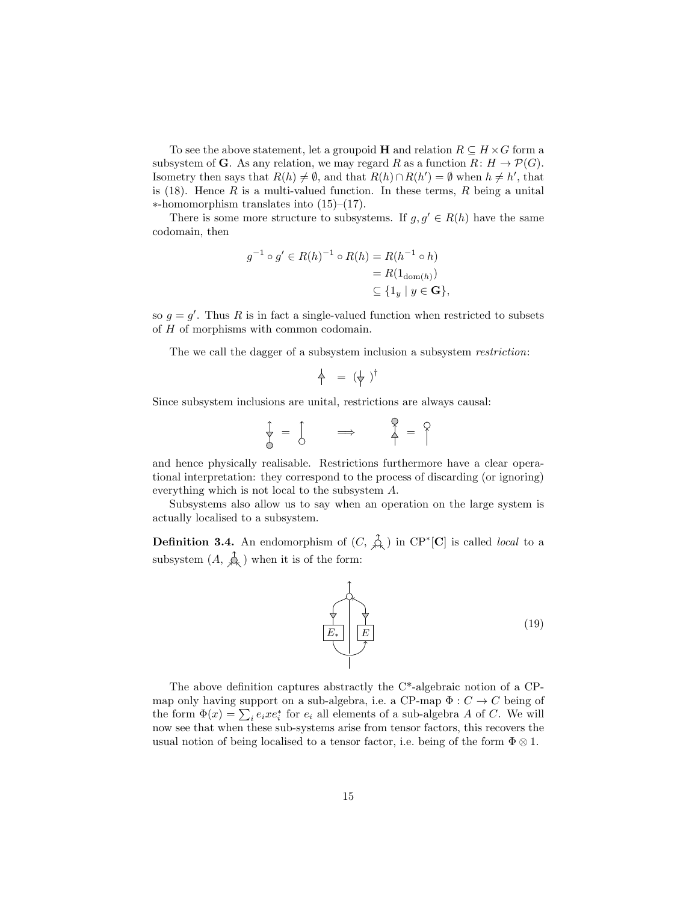To see the above statement, let a groupoid $\mathbf{H}$ and relation $R \subseteq H \times G$ form a subsystem of $\mathbf{G}$. As any relation, we may regard $R$ as a function $R\colon H \to \mathcal{P}(G)$. Isometry then says that $R(h) \neq \emptyset$, and that $R(h) \cap R(h') = \emptyset$ when $h \neq h'$, that is (18). Hence $R$ is a multi-valued function. In these terms, $R$ being a unital $*$-homomorphism translates into (15)–(17).

There is some more structure to subsystems. If $g, g' \in R(h)$ have the same codomain, then

$$
\begin{aligned}
g^{-1} \circ g' \in R(h)^{-1} \circ R(h) &= R(h^{-1} \circ h) \\
&= R(1_{\mathrm{dom}(h)}) \\
&\subseteq \{1_y \mid y \in \mathbf{G}\},
\end{aligned}
$$

so $g = g'$. Thus $R$ is in fact a single-valued function when restricted to subsets of $H$ of morphisms with common codomain.

The we call the dagger of a subsystem inclusion a subsystem *restriction*:

$$\text{(restriction)} = (\text{(inclusion)})^\dagger$$

Since subsystem inclusions are unital, restrictions are always causal:

$$\text{(inclusion)} \circ \text{(unit)} = \text{(unit)} \quad \Longrightarrow \quad \text{(counit)} \circ \text{(restriction)} = \text{(counit)}$$

and hence physically realisable. Restrictions furthermore have a clear operational interpretation: they correspond to the process of discarding (or ignoring) everything which is not local to the subsystem $A$.

Subsystems also allow us to say when an operation on the large system is actually localised to a subsystem.

**Definition 3.4.** An endomorphism of $(C, \text{(algebra)})$ in $\mathrm{CP}^*[\mathbf{C}]$ is called *local* to a subsystem $(A, \text{(algebra)})$ when it is of the form:

$$\text{(diagram with } E_* \text{ and } E \text{)} \tag{19}$$

The above definition captures abstractly the C*-algebraic notion of a CP-map only having support on a sub-algebra, i.e. a CP-map $\Phi : C \to C$ being of the form $\Phi(x) = \sum_i e_i x e_i^*$ for $e_i$ all elements of a sub-algebra $A$ of $C$. We will now see that when these sub-systems arise from tensor factors, this recovers the usual notion of being localised to a tensor factor, i.e. being of the form $\Phi \otimes 1$.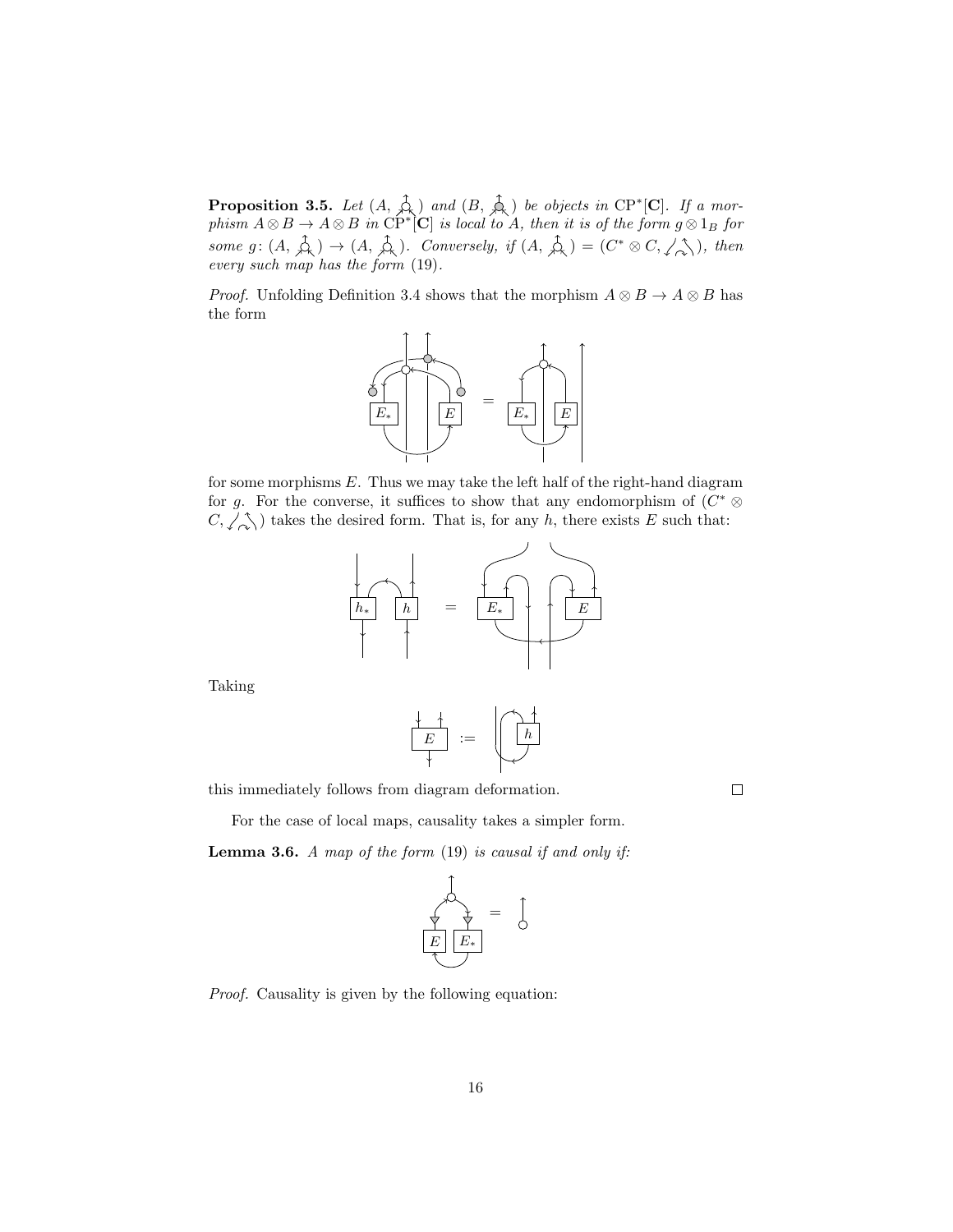**Proposition 3.5.** *Let* $(A, \text{⅄})$ *and* $(B, \text{⅄})$ *be objects in* $\mathrm{CP}^*[\mathbf{C}]$. *If a morphism* $A \otimes B \to A \otimes B$ *in* $\mathrm{CP}^*[\mathbf{C}]$ *is local to* $A$, *then it is of the form* $g \otimes 1_B$ *for some* $g\colon (A, \text{⅄}) \to (A, \text{⅄})$. *Conversely, if* $(A, \text{⅄}) = (C^* \otimes C, \text{⅄})$, *then every such map has the form* (19).

*Proof.* Unfolding Definition 3.4 shows that the morphism $A \otimes B \to A \otimes B$ has the form

for some morphisms $E$. Thus we may take the left half of the right-hand diagram for $g$. For the converse, it suffices to show that any endomorphism of $(C^* \otimes C, \text{⅄})$ takes the desired form. That is, for any $h$, there exists $E$ such that:

Taking

this immediately follows from diagram deformation. □

For the case of local maps, causality takes a simpler form.

**Lemma 3.6.** *A map of the form* (19) *is causal if and only if:*

*Proof.* Causality is given by the following equation: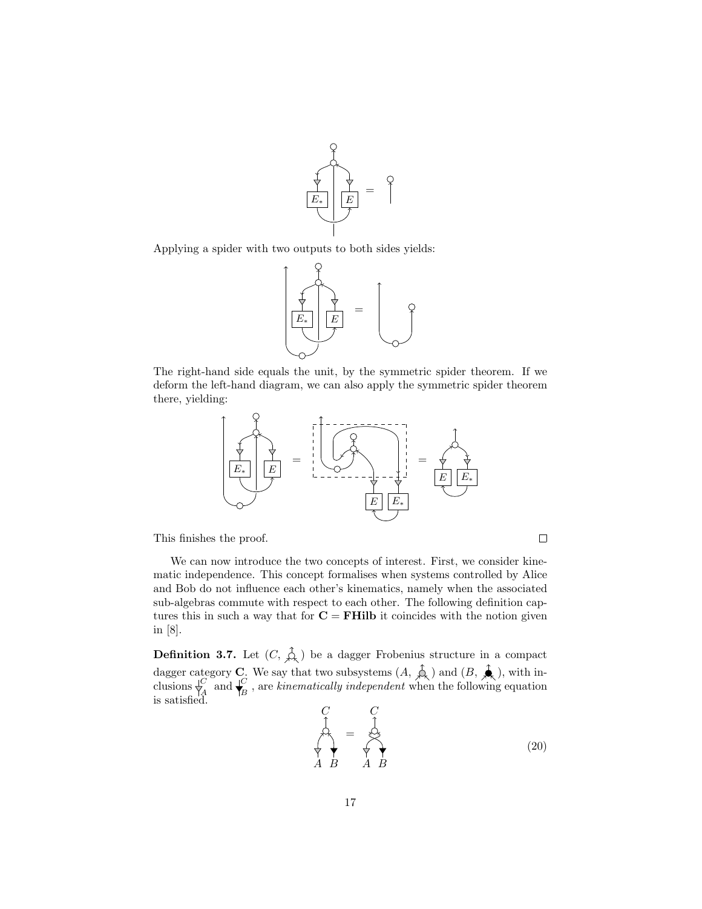Applying a spider with two outputs to both sides yields:

The right-hand side equals the unit, by the symmetric spider theorem. If we deform the left-hand diagram, we can also apply the symmetric spider theorem there, yielding:

This finishes the proof. □

We can now introduce the two concepts of interest. First, we consider kinematic independence. This concept formalises when systems controlled by Alice and Bob do not influence each other's kinematics, namely when the associated sub-algebras commute with respect to each other. The following definition captures this in such a way that for $\mathbf{C} = \mathbf{FHilb}$ it coincides with the notion given in [8].

**Definition 3.7.** Let $(C, \circ)$ be a dagger Frobenius structure in a compact dagger category $\mathbf{C}$. We say that two subsystems $(A, \circ)$ and $(B, \bullet)$, with inclusions $\triangledown^C_A$ and $\blacktriangledown^C_B$, are *kinematically independent* when the following equation is satisfied.

$$(20)$$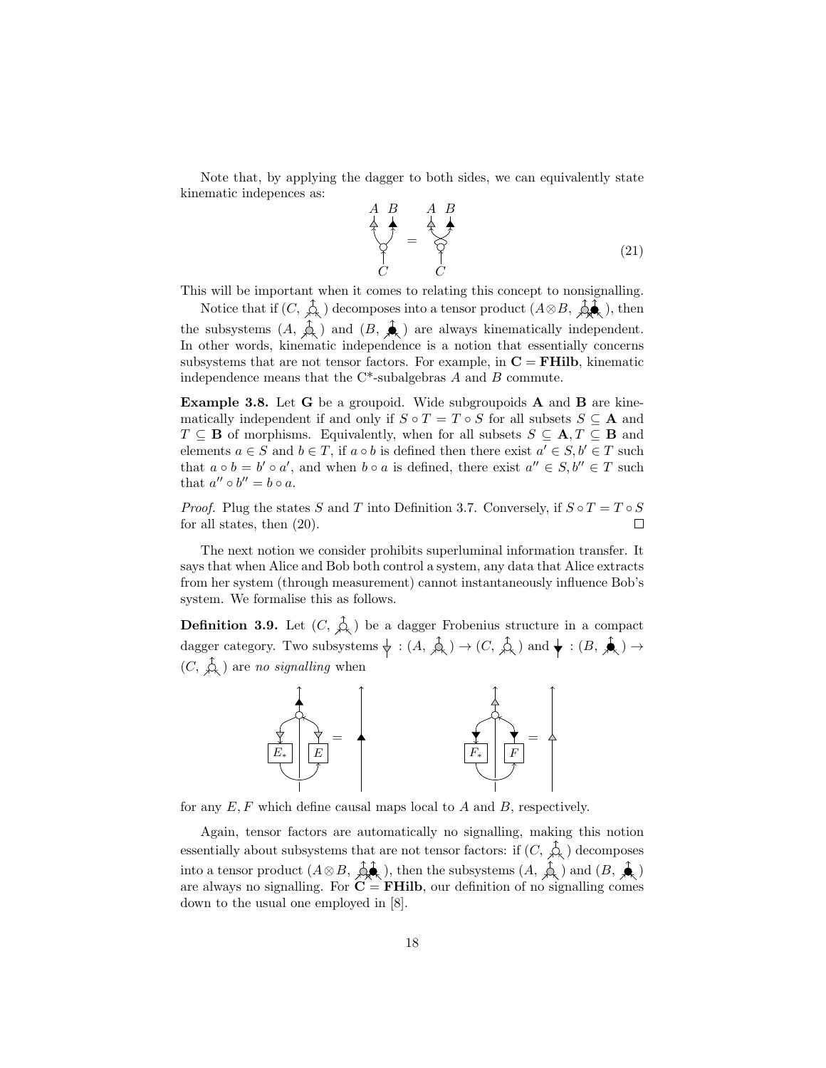Note that, by applying the dagger to both sides, we can equivalently state kinematic indepences as:

$$\text{[diagram]} \tag{21}$$

This will be important when it comes to relating this concept to nonsignalling.

Notice that if $(C, \text{[diagram]})$ decomposes into a tensor product $(A \otimes B, \text{[diagram]})$, then the subsystems $(A, \text{[diagram]})$ and $(B, \text{[diagram]})$ are always kinematically independent. In other words, kinematic independence is a notion that essentially concerns subsystems that are not tensor factors. For example, in $\mathbf{C} = \mathbf{FHilb}$, kinematic independence means that the C*-subalgebras $A$ and $B$ commute.

**Example 3.8.** Let $\mathbf{G}$ be a groupoid. Wide subgroupoids $\mathbf{A}$ and $\mathbf{B}$ are kinematically independent if and only if $S \circ T = T \circ S$ for all subsets $S \subseteq \mathbf{A}$ and $T \subseteq \mathbf{B}$ of morphisms. Equivalently, when for all subsets $S \subseteq \mathbf{A}, T \subseteq \mathbf{B}$ and elements $a \in S$ and $b \in T$, if $a \circ b$ is defined then there exist $a' \in S, b' \in T$ such that $a \circ b = b' \circ a'$, and when $b \circ a$ is defined, there exist $a'' \in S, b'' \in T$ such that $a'' \circ b'' = b \circ a$.

*Proof.* Plug the states $S$ and $T$ into Definition 3.7. Conversely, if $S \circ T = T \circ S$ for all states, then (20). □

The next notion we consider prohibits superluminal information transfer. It says that when Alice and Bob both control a system, any data that Alice extracts from her system (through measurement) cannot instantaneously influence Bob's system. We formalise this as follows.

**Definition 3.9.** Let $(C, \text{[diagram]})$ be a dagger Frobenius structure in a compact dagger category. Two subsystems $\text{[diagram]} : (A, \text{[diagram]}) \to (C, \text{[diagram]})$ and $\text{[diagram]} : (B, \text{[diagram]}) \to (C, \text{[diagram]})$ are *no signalling* when

$$\text{[diagram with } E_*, E\text{]} = \text{[diagram]} \qquad \text{[diagram with } F_*, F\text{]} = \text{[diagram]}$$

for any $E, F$ which define causal maps local to $A$ and $B$, respectively.

Again, tensor factors are automatically no signalling, making this notion essentially about subsystems that are not tensor factors: if $(C, \text{[diagram]})$ decomposes into a tensor product $(A \otimes B, \text{[diagram]})$, then the subsystems $(A, \text{[diagram]})$ and $(B, \text{[diagram]})$ are always no signalling. For $\mathbf{C} = \mathbf{FHilb}$, our definition of no signalling comes down to the usual one employed in [8].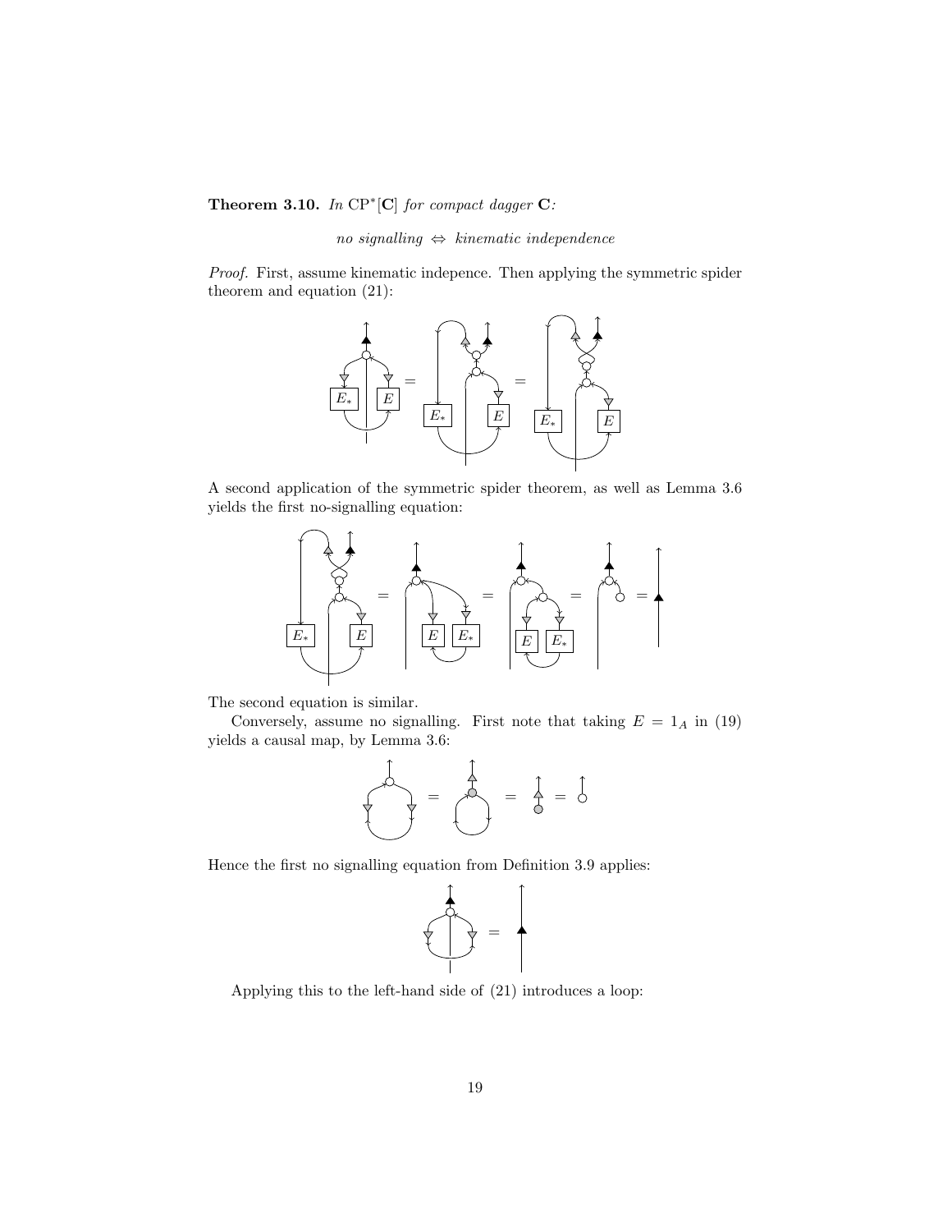**Theorem 3.10.** *In* $\mathrm{CP}^*[\mathbf{C}]$ *for compact dagger* $\mathbf{C}$*:*

$$\textit{no signalling} \Leftrightarrow \textit{kinematic independence}$$

*Proof.* First, assume kinematic indepence. Then applying the symmetric spider theorem and equation (21):

A second application of the symmetric spider theorem, as well as Lemma 3.6 yields the first no-signalling equation:

The second equation is similar.

Conversely, assume no signalling. First note that taking $E = 1_A$ in (19) yields a causal map, by Lemma 3.6:

Hence the first no signalling equation from Definition 3.9 applies:

Applying this to the left-hand side of (21) introduces a loop: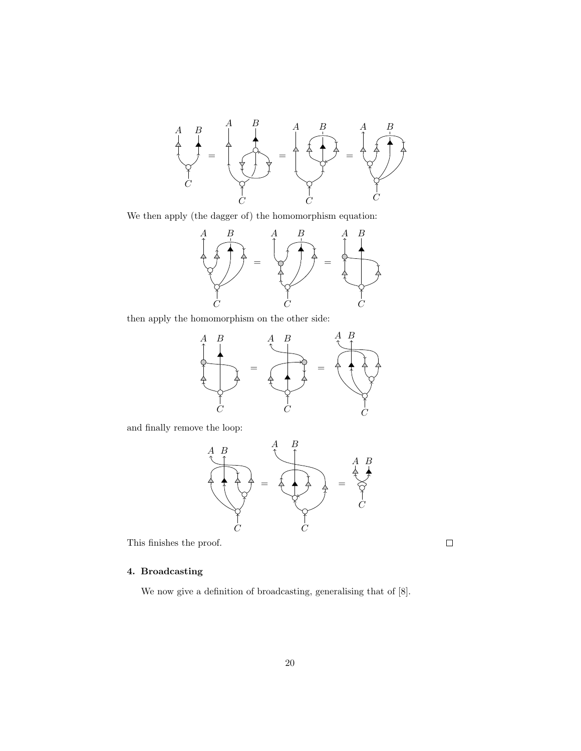We then apply (the dagger of) the homomorphism equation:

then apply the homomorphism on the other side:

and finally remove the loop:

This finishes the proof. □

## 4. Broadcasting

We now give a definition of broadcasting, generalising that of [8].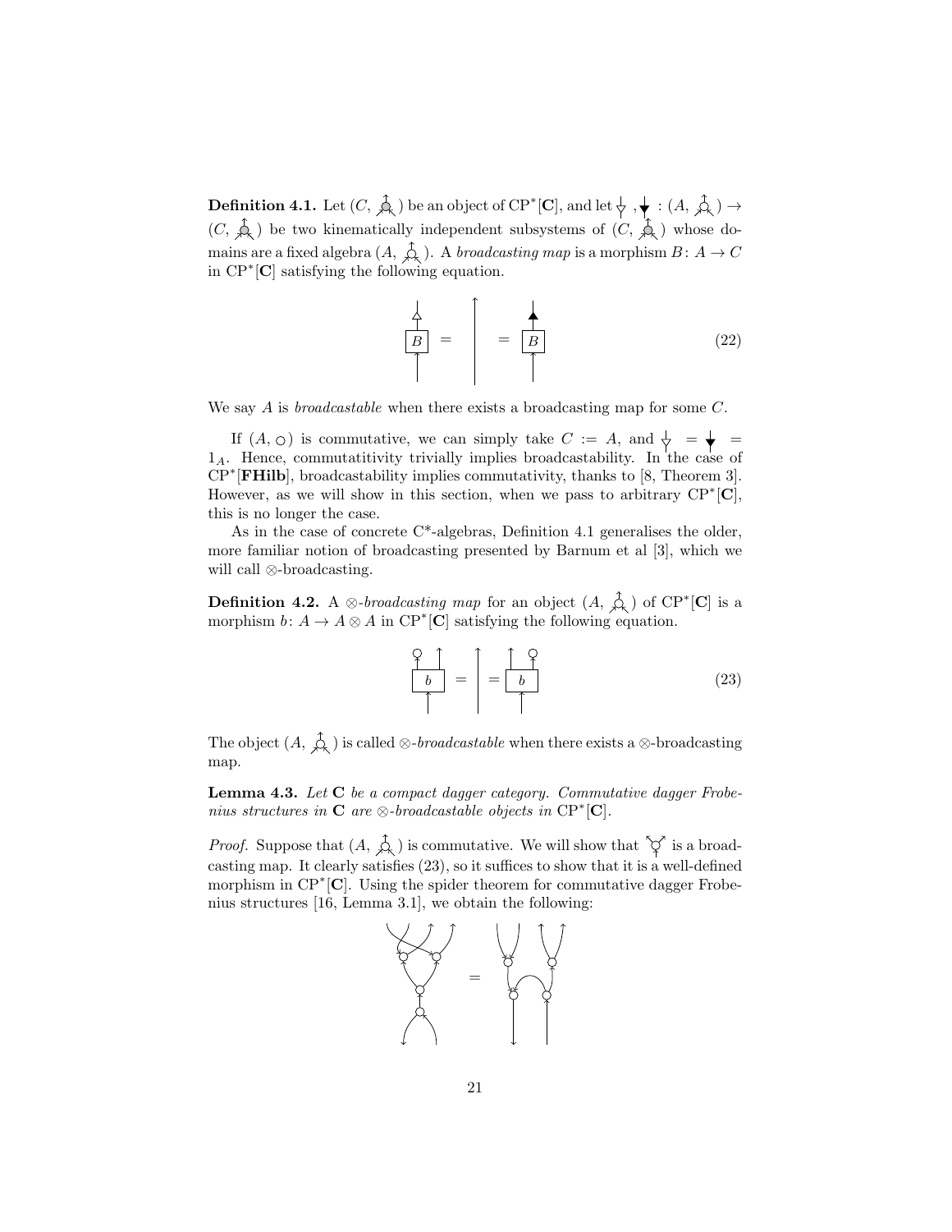**Definition 4.1.** Let $(C, \text{⊕})$ be an object of $\mathrm{CP}^*[\mathbf{C}]$, and let $\triangledown, \blacktriangledown : (A, \circ) \to (C, \text{⊕})$ be two kinematically independent subsystems of $(C, \text{⊕})$ whose domains are a fixed algebra $(A, \circ)$. A *broadcasting map* is a morphism $B: A \to C$ in $\mathrm{CP}^*[\mathbf{C}]$ satisfying the following equation.

$$\triangledown \circ B \;=\; 1_A \;=\; \blacktriangledown \circ B \tag{22}$$

We say $A$ is *broadcastable* when there exists a broadcasting map for some $C$.

If $(A, \circ)$ is commutative, we can simply take $C := A$, and $\triangledown = \blacktriangledown = 1_A$. Hence, commutatitivity trivially implies broadcastability. In the case of $\mathrm{CP}^*[\mathbf{FHilb}]$, broadcastability implies commutativity, thanks to [8, Theorem 3]. However, as we will show in this section, when we pass to arbitrary $\mathrm{CP}^*[\mathbf{C}]$, this is no longer the case.

As in the case of concrete C*-algebras, Definition 4.1 generalises the older, more familiar notion of broadcasting presented by Barnum et al [3], which we will call $\otimes$-broadcasting.

**Definition 4.2.** A *$\otimes$-broadcasting map* for an object $(A, \circ)$ of $\mathrm{CP}^*[\mathbf{C}]$ is a morphism $b: A \to A \otimes A$ in $\mathrm{CP}^*[\mathbf{C}]$ satisfying the following equation.

$$(\text{counit} \otimes 1_A) \circ b \;=\; 1_A \;=\; (1_A \otimes \text{counit}) \circ b \tag{23}$$

The object $(A, \circ)$ is called *$\otimes$-broadcastable* when there exists a $\otimes$-broadcasting map.

**Lemma 4.3.** *Let $\mathbf{C}$ be a compact dagger category. Commutative dagger Frobenius structures in $\mathbf{C}$ are $\otimes$-broadcastable objects in $\mathrm{CP}^*[\mathbf{C}]$.*

*Proof.* Suppose that $(A, \circ)$ is commutative. We will show that the comultiplication is a broadcasting map. It clearly satisfies (23), so it suffices to show that it is a well-defined morphism in $\mathrm{CP}^*[\mathbf{C}]$. Using the spider theorem for commutative dagger Frobenius structures [16, Lemma 3.1], we obtain the following: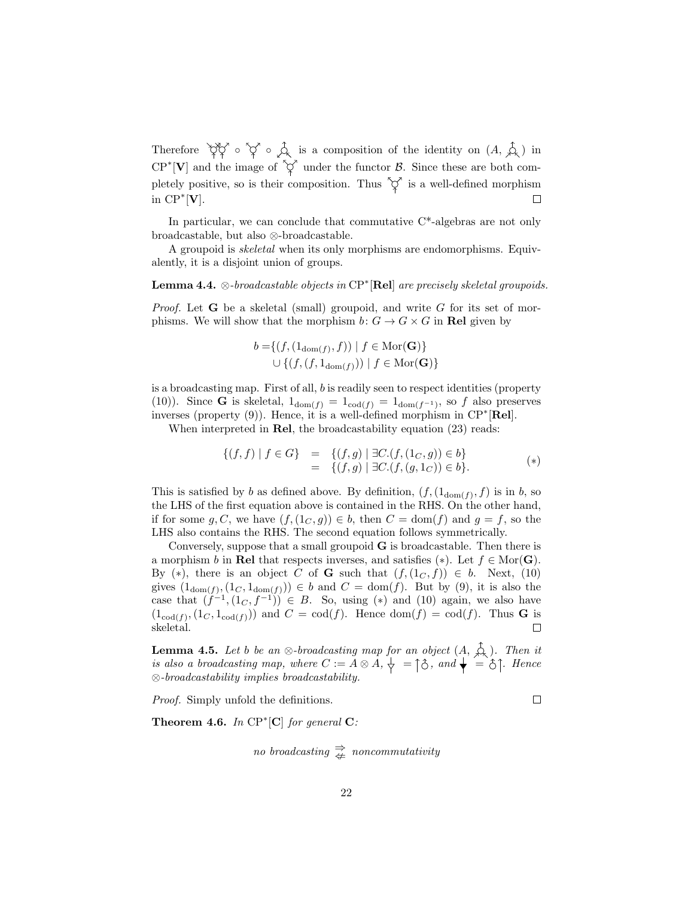Therefore [diagram] $\circ$ [diagram] $\circ$ [diagram] is a composition of the identity on $(A, $ [diagram]$)$ in $\mathrm{CP}^*[\mathbf{V}]$ and the image of [diagram] under the functor $\mathcal{B}$. Since these are both completely positive, so is their composition. Thus [diagram] is a well-defined morphism in $\mathrm{CP}^*[\mathbf{V}]$. □

In particular, we can conclude that commutative C\*-algebras are not only broadcastable, but also $\otimes$-broadcastable.

A groupoid is *skeletal* when its only morphisms are endomorphisms. Equivalently, it is a disjoint union of groups.

**Lemma 4.4.** *$\otimes$-broadcastable objects in $\mathrm{CP}^*[\mathbf{Rel}]$ are precisely skeletal groupoids.*

*Proof.* Let $\mathbf{G}$ be a skeletal (small) groupoid, and write $G$ for its set of morphisms. We will show that the morphism $b\colon G \to G \times G$ in $\mathbf{Rel}$ given by

$$
\begin{aligned}
b = &\{(f, (1_{\mathrm{dom}(f)}, f)) \mid f \in \mathrm{Mor}(\mathbf{G})\} \\
&\cup \{(f, (f, 1_{\mathrm{dom}(f)})) \mid f \in \mathrm{Mor}(\mathbf{G})\}
\end{aligned}
$$

is a broadcasting map. First of all, $b$ is readily seen to respect identities (property (10)). Since $\mathbf{G}$ is skeletal, $1_{\mathrm{dom}(f)} = 1_{\mathrm{cod}(f)} = 1_{\mathrm{dom}(f^{-1})}$, so $f$ also preserves inverses (property (9)). Hence, it is a well-defined morphism in $\mathrm{CP}^*[\mathbf{Rel}]$.

When interpreted in $\mathbf{Rel}$, the broadcastability equation (23) reads:

$$
\begin{aligned}
\{(f,f) \mid f \in G\} &= \{(f,g) \mid \exists C.(f,(1_C, g)) \in b\} \\
&= \{(f,g) \mid \exists C.(f,(g, 1_C)) \in b\}.
\end{aligned} \tag{$*$}
$$

This is satisfied by $b$ as defined above. By definition, $(f, (1_{\mathrm{dom}(f)}, f)$ is in $b$, so the LHS of the first equation above is contained in the RHS. On the other hand, if for some $g, C$, we have $(f, (1_C, g)) \in b$, then $C = \mathrm{dom}(f)$ and $g = f$, so the LHS also contains the RHS. The second equation follows symmetrically.

Conversely, suppose that a small groupoid $\mathbf{G}$ is broadcastable. Then there is a morphism $b$ in $\mathbf{Rel}$ that respects inverses, and satisfies $(*)$. Let $f \in \mathrm{Mor}(\mathbf{G})$. By $(*)$, there is an object $C$ of $\mathbf{G}$ such that $(f, (1_C, f)) \in b$. Next, (10) gives $(1_{\mathrm{dom}(f)}, (1_C, 1_{\mathrm{dom}(f)})) \in b$ and $C = \mathrm{dom}(f)$. But by (9), it is also the case that $(f^{-1}, (1_C, f^{-1})) \in B$. So, using $(*)$ and (10) again, we also have $(1_{\mathrm{cod}(f)}, (1_C, 1_{\mathrm{cod}(f)}))$ and $C = \mathrm{cod}(f)$. Hence $\mathrm{dom}(f) = \mathrm{cod}(f)$. Thus $\mathbf{G}$ is skeletal. □

**Lemma 4.5.** *Let $b$ be an $\otimes$-broadcasting map for an object $(A,$ [diagram]$)$. Then it is also a broadcasting map, where $C := A \otimes A$,* [diagram] $=$ [diagram]*, and* [diagram] $=$ [diagram]*. Hence $\otimes$-broadcastability implies broadcastability.*

*Proof.* Simply unfold the definitions. □

**Theorem 4.6.** *In $\mathrm{CP}^*[\mathbf{C}]$ for general $\mathbf{C}$:*

$$\textit{no broadcasting} \overset{\Rightarrow}{\not\Leftarrow} \textit{noncommutativity}$$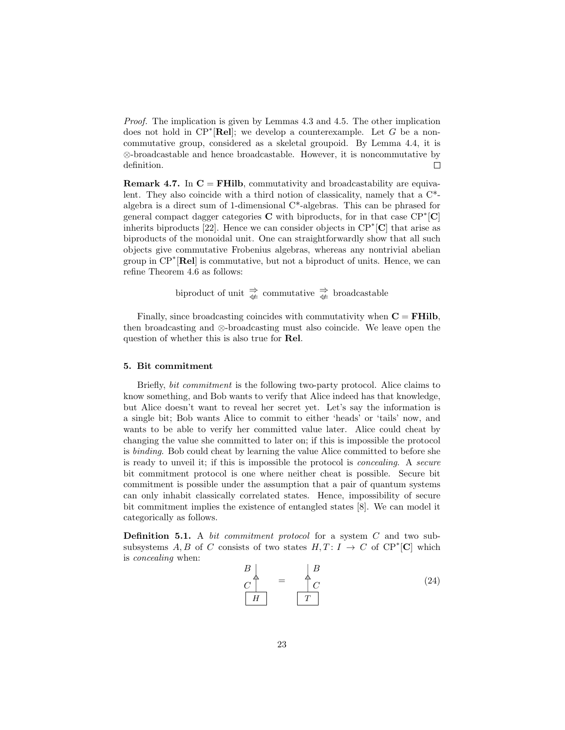*Proof.* The implication is given by Lemmas 4.3 and 4.5. The other implication does not hold in $\mathrm{CP}^*[\mathbf{Rel}]$; we develop a counterexample. Let $G$ be a noncommutative group, considered as a skeletal groupoid. By Lemma 4.4, it is $\otimes$-broadcastable and hence broadcastable. However, it is noncommutative by definition. □

**Remark 4.7.** In $\mathbf{C} = \mathbf{FHilb}$, commutativity and broadcastability are equivalent. They also coincide with a third notion of classicality, namely that a C*-algebra is a direct sum of 1-dimensional C*-algebras. This can be phrased for general compact dagger categories $\mathbf{C}$ with biproducts, for in that case $\mathrm{CP}^*[\mathbf{C}]$ inherits biproducts [22]. Hence we can consider objects in $\mathrm{CP}^*[\mathbf{C}]$ that arise as biproducts of the monoidal unit. One can straightforwardly show that all such objects give commutative Frobenius algebras, whereas any nontrivial abelian group in $\mathrm{CP}^*[\mathbf{Rel}]$ is commutative, but not a biproduct of units. Hence, we can refine Theorem 4.6 as follows:

$$\text{biproduct of unit} \underset{\not\Leftarrow}{\Rightarrow} \text{commutative} \underset{\not\Leftarrow}{\Rightarrow} \text{broadcastable}$$

Finally, since broadcasting coincides with commutativity when $\mathbf{C} = \mathbf{FHilb}$, then broadcasting and $\otimes$-broadcasting must also coincide. We leave open the question of whether this is also true for $\mathbf{Rel}$.

### 5. Bit commitment

Briefly, *bit commitment* is the following two-party protocol. Alice claims to know something, and Bob wants to verify that Alice indeed has that knowledge, but Alice doesn't want to reveal her secret yet. Let's say the information is a single bit; Bob wants Alice to commit to either 'heads' or 'tails' now, and wants to be able to verify her committed value later. Alice could cheat by changing the value she committed to later on; if this is impossible the protocol is *binding*. Bob could cheat by learning the value Alice committed to before she is ready to unveil it; if this is impossible the protocol is *concealing*. A *secure* bit commitment protocol is one where neither cheat is possible. Secure bit commitment is possible under the assumption that a pair of quantum systems can only inhabit classically correlated states. Hence, impossibility of secure bit commitment implies the existence of entangled states [8]. We can model it categorically as follows.

**Definition 5.1.** A *bit commitment protocol* for a system $C$ and two subsubsystems $A, B$ of $C$ consists of two states $H, T \colon I \to C$ of $\mathrm{CP}^*[\mathbf{C}]$ which is *concealing* when:

$$\begin{array}{c} B \\ \triangle \\ C \\ \boxed{H} \end{array} \quad = \quad \begin{array}{c} B \\ \triangle \\ C \\ \boxed{T} \end{array} \tag{24}$$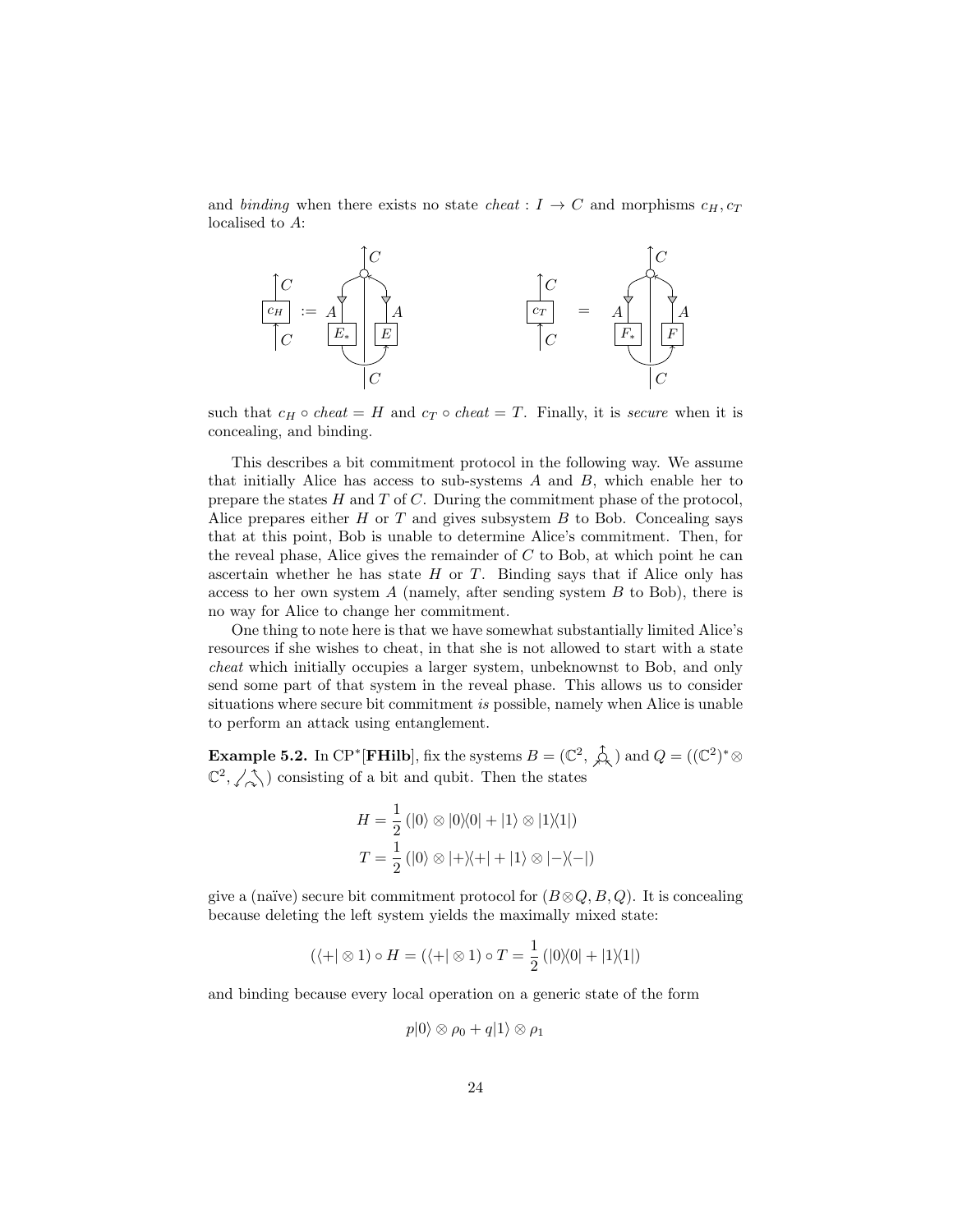and *binding* when there exists no state $cheat : I \to C$ and morphisms $c_H, c_T$ localised to $A$:

such that $c_H \circ cheat = H$ and $c_T \circ cheat = T$. Finally, it is *secure* when it is concealing, and binding.

This describes a bit commitment protocol in the following way. We assume that initially Alice has access to sub-systems $A$ and $B$, which enable her to prepare the states $H$ and $T$ of $C$. During the commitment phase of the protocol, Alice prepares either $H$ or $T$ and gives subsystem $B$ to Bob. Concealing says that at this point, Bob is unable to determine Alice's commitment. Then, for the reveal phase, Alice gives the remainder of $C$ to Bob, at which point he can ascertain whether he has state $H$ or $T$. Binding says that if Alice only has access to her own system $A$ (namely, after sending system $B$ to Bob), there is no way for Alice to change her commitment.

One thing to note here is that we have somewhat substantially limited Alice's resources if she wishes to cheat, in that she is not allowed to start with a state *cheat* which initially occupies a larger system, unbeknownst to Bob, and only send some part of that system in the reveal phase. This allows us to consider situations where secure bit commitment *is* possible, namely when Alice is unable to perform an attack using entanglement.

**Example 5.2.** In CP*[**FHilb**], fix the systems $B = (\mathbb{C}^2, \cdot)$ and $Q = ((\mathbb{C}^2)^* \otimes \mathbb{C}^2, \cdot)$ consisting of a bit and qubit. Then the states

$$H = \frac{1}{2}\left(|0\rangle \otimes |0\rangle\langle 0| + |1\rangle \otimes |1\rangle\langle 1|\right)$$
$$T = \frac{1}{2}\left(|0\rangle \otimes |+\rangle\langle +| + |1\rangle \otimes |-\rangle\langle -|\right)$$

give a (naïve) secure bit commitment protocol for $(B \otimes Q, B, Q)$. It is concealing because deleting the left system yields the maximally mixed state:

$$(\langle +| \otimes 1) \circ H = (\langle +| \otimes 1) \circ T = \frac{1}{2}\left(|0\rangle\langle 0| + |1\rangle\langle 1|\right)$$

and binding because every local operation on a generic state of the form

$$p|0\rangle \otimes \rho_0 + q|1\rangle \otimes \rho_1$$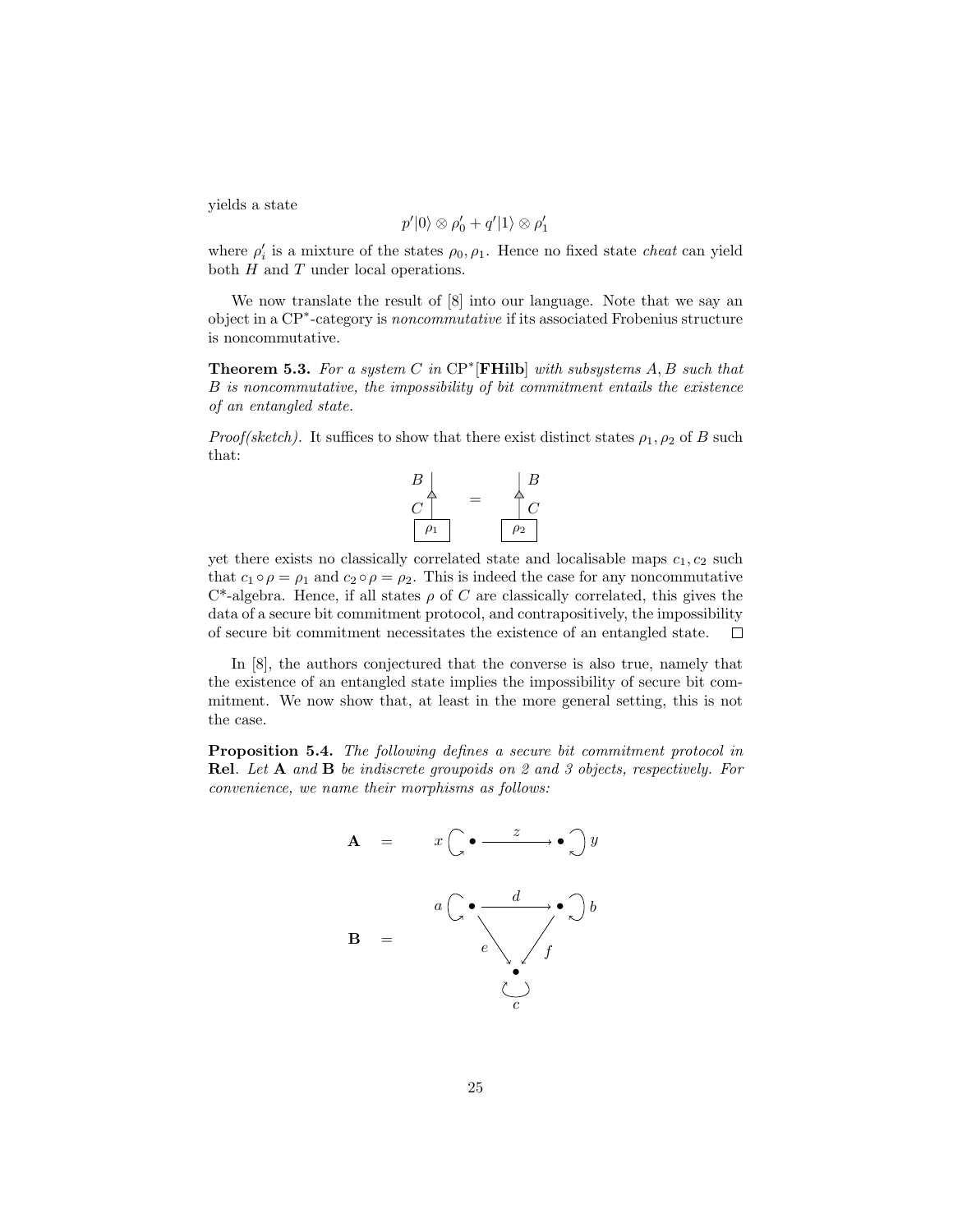yields a state

$$p'|0\rangle \otimes \rho'_0 + q'|1\rangle \otimes \rho'_1$$

where $\rho'_i$ is a mixture of the states $\rho_0, \rho_1$. Hence no fixed state *cheat* can yield both $H$ and $T$ under local operations.

We now translate the result of [8] into our language. Note that we say an object in a CP$^*$-category is *noncommutative* if its associated Frobenius structure is noncommutative.

**Theorem 5.3.** *For a system $C$ in* CP$^*$[**FHilb**] *with subsystems $A, B$ such that $B$ is noncommutative, the impossibility of bit commitment entails the existence of an entangled state.*

*Proof(sketch).* It suffices to show that there exist distinct states $\rho_1, \rho_2$ of $B$ such that:

$$B \,\big|\, \triangle \, C \, [\rho_1] \quad = \quad B \,\big|\, \triangle \, C \, [\rho_2]$$

yet there exists no classically correlated state and localisable maps $c_1, c_2$ such that $c_1 \circ \rho = \rho_1$ and $c_2 \circ \rho = \rho_2$. This is indeed the case for any noncommutative C*-algebra. Hence, if all states $\rho$ of $C$ are classically correlated, this gives the data of a secure bit commitment protocol, and contrapositively, the impossibility of secure bit commitment necessitates the existence of an entangled state. $\square$

In [8], the authors conjectured that the converse is also true, namely that the existence of an entangled state implies the impossibility of secure bit commitment. We now show that, at least in the more general setting, this is not the case.

**Proposition 5.4.** *The following defines a secure bit commitment protocol in* **Rel**. *Let* **A** *and* **B** *be indiscrete groupoids on 2 and 3 objects, respectively. For convenience, we name their morphisms as follows:*

$$\mathbf{A} \quad = \quad x \circlearrowright \bullet \xrightarrow{\;z\;} \bullet \circlearrowleft y$$

$$\mathbf{B} \quad = \quad a \circlearrowright \bullet \xrightarrow{\;d\;} \bullet \circlearrowleft b, \quad \bullet \xrightarrow{\;e\;} \bullet_c, \quad \bullet \xrightarrow{\;f\;} \bullet_c, \quad c \circlearrowleft$$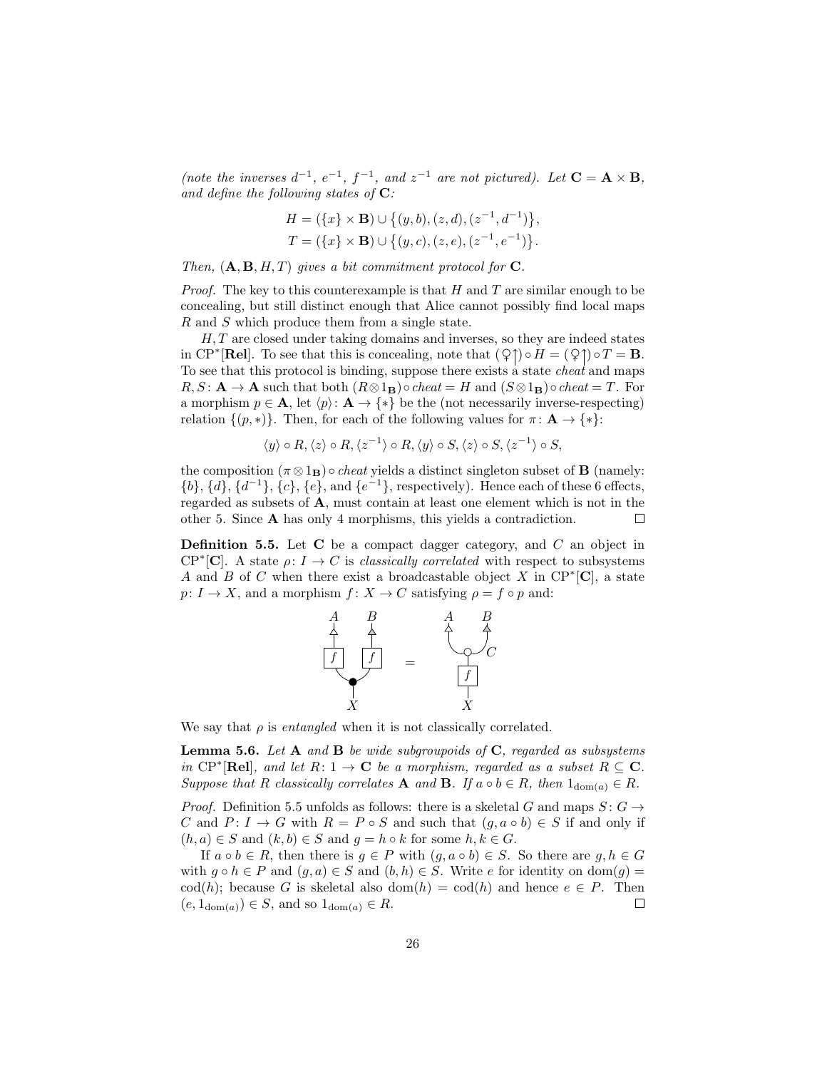*(note the inverses $d^{-1}$, $e^{-1}$, $f^{-1}$, and $z^{-1}$ are not pictured). Let $\mathbf{C} = \mathbf{A} \times \mathbf{B}$, and define the following states of $\mathbf{C}$:*

$$H = (\{x\} \times \mathbf{B}) \cup \{(y, b), (z, d), (z^{-1}, d^{-1})\},$$
$$T = (\{x\} \times \mathbf{B}) \cup \{(y, c), (z, e), (z^{-1}, e^{-1})\}.$$

*Then, $(\mathbf{A}, \mathbf{B}, H, T)$ gives a bit commitment protocol for $\mathbf{C}$.*

*Proof.* The key to this counterexample is that $H$ and $T$ are similar enough to be concealing, but still distinct enough that Alice cannot possibly find local maps $R$ and $S$ which produce them from a single state.

$H, T$ are closed under taking domains and inverses, so they are indeed states in $\mathrm{CP}^*[\mathbf{Rel}]$. To see that this is concealing, note that $(\text{♀}\!\uparrow) \circ H = (\text{♀}\!\uparrow) \circ T = \mathbf{B}$. To see that this protocol is binding, suppose there exists a state *cheat* and maps $R, S \colon \mathbf{A} \to \mathbf{A}$ such that both $(R \otimes 1_{\mathbf{B}}) \circ \mathit{cheat} = H$ and $(S \otimes 1_{\mathbf{B}}) \circ \mathit{cheat} = T$. For a morphism $p \in \mathbf{A}$, let $\langle p \rangle \colon \mathbf{A} \to \{*\}$ be the (not necessarily inverse-respecting) relation $\{(p, *)\}$. Then, for each of the following values for $\pi \colon \mathbf{A} \to \{*\}$:

$$\langle y \rangle \circ R, \langle z \rangle \circ R, \langle z^{-1} \rangle \circ R, \langle y \rangle \circ S, \langle z \rangle \circ S, \langle z^{-1} \rangle \circ S,$$

the composition $(\pi \otimes 1_{\mathbf{B}}) \circ \mathit{cheat}$ yields a distinct singleton subset of $\mathbf{B}$ (namely: $\{b\}$, $\{d\}$, $\{d^{-1}\}$, $\{c\}$, $\{e\}$, and $\{e^{-1}\}$, respectively). Hence each of these 6 effects, regarded as subsets of $\mathbf{A}$, must contain at least one element which is not in the other 5. Since $\mathbf{A}$ has only 4 morphisms, this yields a contradiction. □

**Definition 5.5.** Let $\mathbf{C}$ be a compact dagger category, and $C$ an object in $\mathrm{CP}^*[\mathbf{C}]$. A state $\rho \colon I \to C$ is *classically correlated* with respect to subsystems $A$ and $B$ of $C$ when there exist a broadcastable object $X$ in $\mathrm{CP}^*[\mathbf{C}]$, a state $p \colon I \to X$, and a morphism $f \colon X \to C$ satisfying $\rho = f \circ p$ and:

[Diagram: two copies of $f$ applied to the outputs of a black comultiplication on $X$, each followed by projection to $A$ and $B$ respectively, equals $f$ applied to $X$, followed by a white comultiplication on $C$ projected to $A$ and $B$.]

We say that $\rho$ is *entangled* when it is not classically correlated.

**Lemma 5.6.** *Let $\mathbf{A}$ and $\mathbf{B}$ be wide subgroupoids of $\mathbf{C}$, regarded as subsystems in $\mathrm{CP}^*[\mathbf{Rel}]$, and let $R \colon 1 \to \mathbf{C}$ be a morphism, regarded as a subset $R \subseteq \mathbf{C}$. Suppose that $R$ classically correlates $\mathbf{A}$ and $\mathbf{B}$. If $a \circ b \in R$, then $1_{\mathrm{dom}(a)} \in R$.*

*Proof.* Definition 5.5 unfolds as follows: there is a skeletal $G$ and maps $S \colon G \to C$ and $P \colon I \to G$ with $R = P \circ S$ and such that $(g, a \circ b) \in S$ if and only if $(h, a) \in S$ and $(k, b) \in S$ and $g = h \circ k$ for some $h, k \in G$.

If $a \circ b \in R$, then there is $g \in P$ with $(g, a \circ b) \in S$. So there are $g, h \in G$ with $g \circ h \in P$ and $(g, a) \in S$ and $(b, h) \in S$. Write $e$ for identity on $\mathrm{dom}(g) = \mathrm{cod}(h)$; because $G$ is skeletal also $\mathrm{dom}(h) = \mathrm{cod}(h)$ and hence $e \in P$. Then $(e, 1_{\mathrm{dom}(a)}) \in S$, and so $1_{\mathrm{dom}(a)} \in R$. □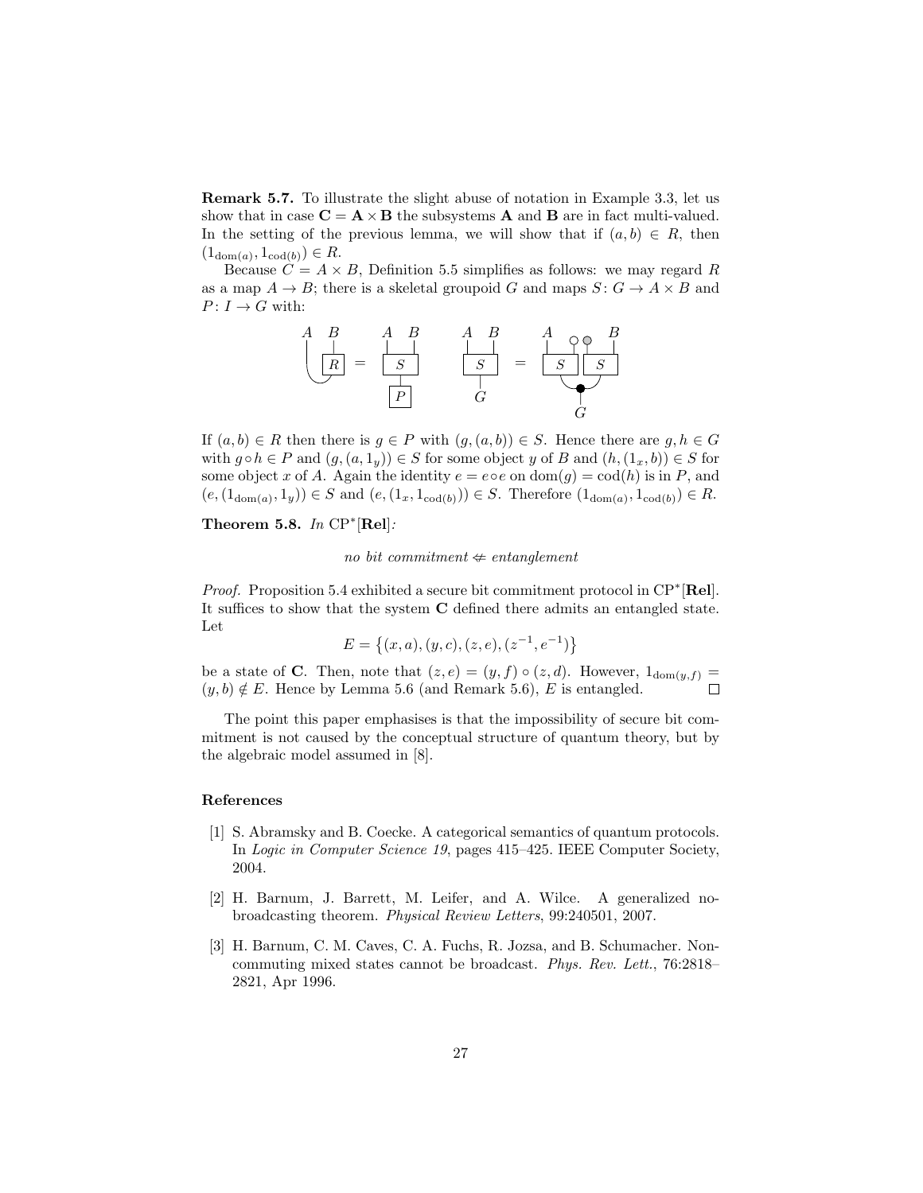**Remark 5.7.** To illustrate the slight abuse of notation in Example 3.3, let us show that in case $\mathbf{C} = \mathbf{A} \times \mathbf{B}$ the subsystems $\mathbf{A}$ and $\mathbf{B}$ are in fact multi-valued. In the setting of the previous lemma, we will show that if $(a, b) \in R$, then $(1_{\mathrm{dom}(a)}, 1_{\mathrm{cod}(b)}) \in R$.

Because $C = A \times B$, Definition 5.5 simplifies as follows: we may regard $R$ as a map $A \to B$; there is a skeletal groupoid $G$ and maps $S\colon G \to A \times B$ and $P\colon I \to G$ with:

If $(a, b) \in R$ then there is $g \in P$ with $(g, (a, b)) \in S$. Hence there are $g, h \in G$ with $g \circ h \in P$ and $(g, (a, 1_y)) \in S$ for some object $y$ of $B$ and $(h, (1_x, b)) \in S$ for some object $x$ of $A$. Again the identity $e = e \circ e$ on $\mathrm{dom}(g) = \mathrm{cod}(h)$ is in $P$, and $(e, (1_{\mathrm{dom}(a)}, 1_y)) \in S$ and $(e, (1_x, 1_{\mathrm{cod}(b)})) \in S$. Therefore $(1_{\mathrm{dom}(a)}, 1_{\mathrm{cod}(b)}) \in R$.

**Theorem 5.8.** *In* $\mathrm{CP}^*[\mathbf{Rel}]$*:*

$$\textit{no bit commitment} \not\Leftarrow \textit{entanglement}$$

*Proof.* Proposition 5.4 exhibited a secure bit commitment protocol in $\mathrm{CP}^*[\mathbf{Rel}]$. It suffices to show that the system $\mathbf{C}$ defined there admits an entangled state. Let

$$E = \{(x, a), (y, c), (z, e), (z^{-1}, e^{-1})\}$$

be a state of $\mathbf{C}$. Then, note that $(z, e) = (y, f) \circ (z, d)$. However, $1_{\mathrm{dom}(y,f)} = (y, b) \notin E$. Hence by Lemma 5.6 (and Remark 5.6), $E$ is entangled. $\square$

The point this paper emphasises is that the impossibility of secure bit commitment is not caused by the conceptual structure of quantum theory, but by the algebraic model assumed in [8].

## References

[1] S. Abramsky and B. Coecke. A categorical semantics of quantum protocols. In *Logic in Computer Science 19*, pages 415–425. IEEE Computer Society, 2004.

[2] H. Barnum, J. Barrett, M. Leifer, and A. Wilce. A generalized no-broadcasting theorem. *Physical Review Letters*, 99:240501, 2007.

[3] H. Barnum, C. M. Caves, C. A. Fuchs, R. Jozsa, and B. Schumacher. Non-commuting mixed states cannot be broadcast. *Phys. Rev. Lett.*, 76:2818–2821, Apr 1996.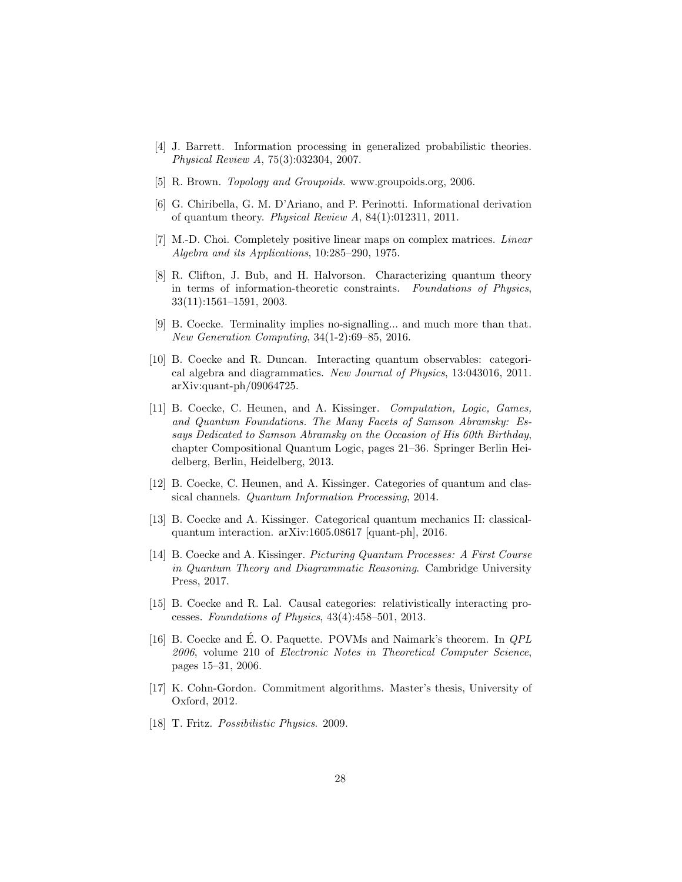[4] J. Barrett. Information processing in generalized probabilistic theories. *Physical Review A*, 75(3):032304, 2007.

[5] R. Brown. *Topology and Groupoids*. www.groupoids.org, 2006.

[6] G. Chiribella, G. M. D'Ariano, and P. Perinotti. Informational derivation of quantum theory. *Physical Review A*, 84(1):012311, 2011.

[7] M.-D. Choi. Completely positive linear maps on complex matrices. *Linear Algebra and its Applications*, 10:285–290, 1975.

[8] R. Clifton, J. Bub, and H. Halvorson. Characterizing quantum theory in terms of information-theoretic constraints. *Foundations of Physics*, 33(11):1561–1591, 2003.

[9] B. Coecke. Terminality implies no-signalling... and much more than that. *New Generation Computing*, 34(1-2):69–85, 2016.

[10] B. Coecke and R. Duncan. Interacting quantum observables: categorical algebra and diagrammatics. *New Journal of Physics*, 13:043016, 2011. arXiv:quant-ph/09064725.

[11] B. Coecke, C. Heunen, and A. Kissinger. *Computation, Logic, Games, and Quantum Foundations. The Many Facets of Samson Abramsky: Essays Dedicated to Samson Abramsky on the Occasion of His 60th Birthday*, chapter Compositional Quantum Logic, pages 21–36. Springer Berlin Heidelberg, Berlin, Heidelberg, 2013.

[12] B. Coecke, C. Heunen, and A. Kissinger. Categories of quantum and classical channels. *Quantum Information Processing*, 2014.

[13] B. Coecke and A. Kissinger. Categorical quantum mechanics II: classical-quantum interaction. arXiv:1605.08617 [quant-ph], 2016.

[14] B. Coecke and A. Kissinger. *Picturing Quantum Processes: A First Course in Quantum Theory and Diagrammatic Reasoning*. Cambridge University Press, 2017.

[15] B. Coecke and R. Lal. Causal categories: relativistically interacting processes. *Foundations of Physics*, 43(4):458–501, 2013.

[16] B. Coecke and É. O. Paquette. POVMs and Naimark's theorem. In *QPL 2006*, volume 210 of *Electronic Notes in Theoretical Computer Science*, pages 15–31, 2006.

[17] K. Cohn-Gordon. Commitment algorithms. Master's thesis, University of Oxford, 2012.

[18] T. Fritz. *Possibilistic Physics*. 2009.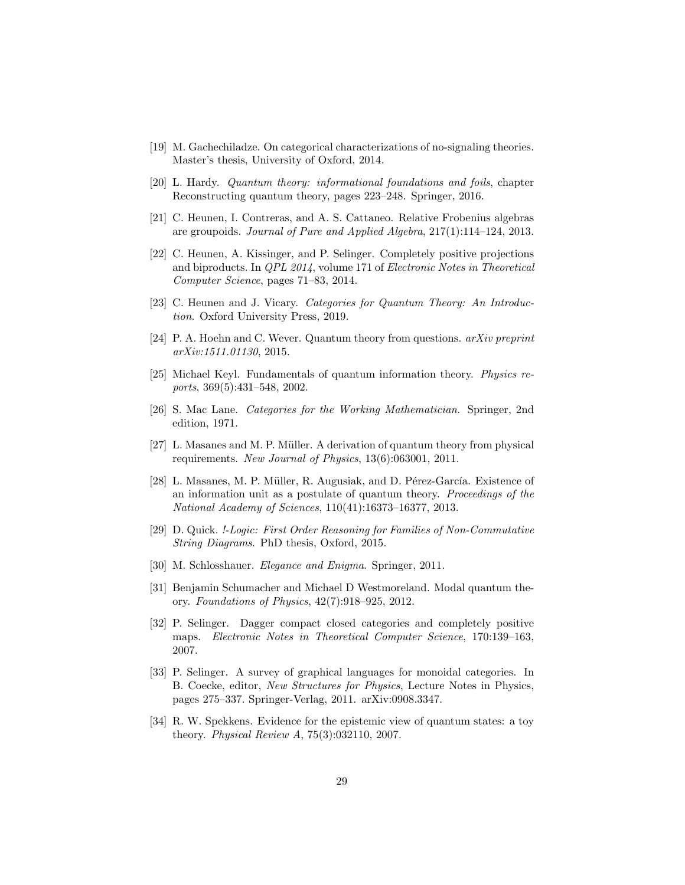[19] M. Gachechiladze. On categorical characterizations of no-signaling theories. Master's thesis, University of Oxford, 2014.

[20] L. Hardy. *Quantum theory: informational foundations and foils*, chapter Reconstructing quantum theory, pages 223–248. Springer, 2016.

[21] C. Heunen, I. Contreras, and A. S. Cattaneo. Relative Frobenius algebras are groupoids. *Journal of Pure and Applied Algebra*, 217(1):114–124, 2013.

[22] C. Heunen, A. Kissinger, and P. Selinger. Completely positive projections and biproducts. In *QPL 2014*, volume 171 of *Electronic Notes in Theoretical Computer Science*, pages 71–83, 2014.

[23] C. Heunen and J. Vicary. *Categories for Quantum Theory: An Introduction*. Oxford University Press, 2019.

[24] P. A. Hoehn and C. Wever. Quantum theory from questions. *arXiv preprint arXiv:1511.01130*, 2015.

[25] Michael Keyl. Fundamentals of quantum information theory. *Physics reports*, 369(5):431–548, 2002.

[26] S. Mac Lane. *Categories for the Working Mathematician*. Springer, 2nd edition, 1971.

[27] L. Masanes and M. P. Müller. A derivation of quantum theory from physical requirements. *New Journal of Physics*, 13(6):063001, 2011.

[28] L. Masanes, M. P. Müller, R. Augusiak, and D. Pérez-García. Existence of an information unit as a postulate of quantum theory. *Proceedings of the National Academy of Sciences*, 110(41):16373–16377, 2013.

[29] D. Quick. *!-Logic: First Order Reasoning for Families of Non-Commutative String Diagrams*. PhD thesis, Oxford, 2015.

[30] M. Schlosshauer. *Elegance and Enigma*. Springer, 2011.

[31] Benjamin Schumacher and Michael D Westmoreland. Modal quantum theory. *Foundations of Physics*, 42(7):918–925, 2012.

[32] P. Selinger. Dagger compact closed categories and completely positive maps. *Electronic Notes in Theoretical Computer Science*, 170:139–163, 2007.

[33] P. Selinger. A survey of graphical languages for monoidal categories. In B. Coecke, editor, *New Structures for Physics*, Lecture Notes in Physics, pages 275–337. Springer-Verlag, 2011. arXiv:0908.3347.

[34] R. W. Spekkens. Evidence for the epistemic view of quantum states: a toy theory. *Physical Review A*, 75(3):032110, 2007.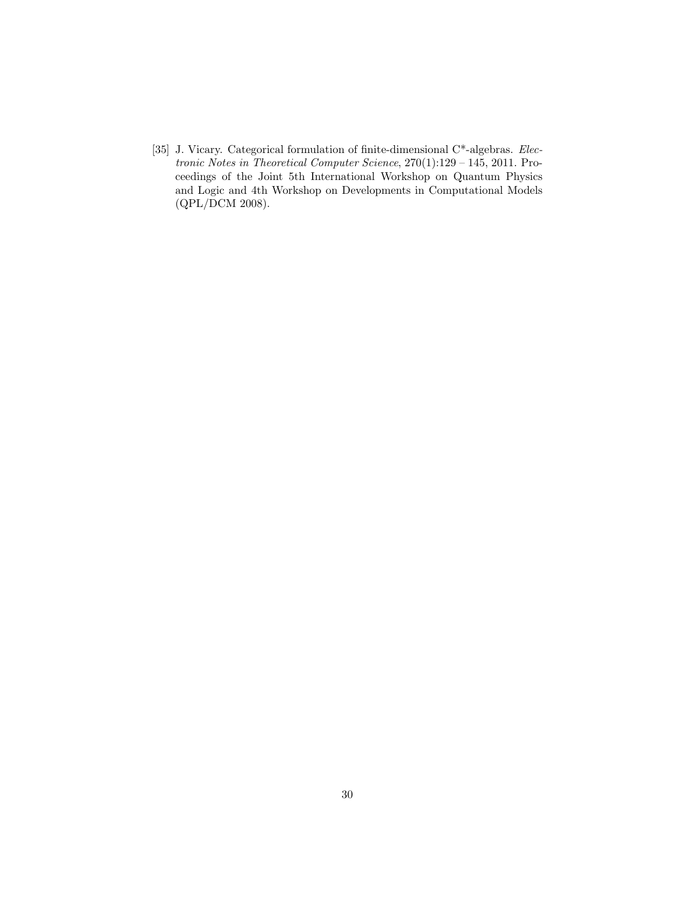[35] J. Vicary. Categorical formulation of finite-dimensional C*-algebras. *Electronic Notes in Theoretical Computer Science*, 270(1):129 – 145, 2011. Proceedings of the Joint 5th International Workshop on Quantum Physics and Logic and 4th Workshop on Developments in Computational Models (QPL/DCM 2008).